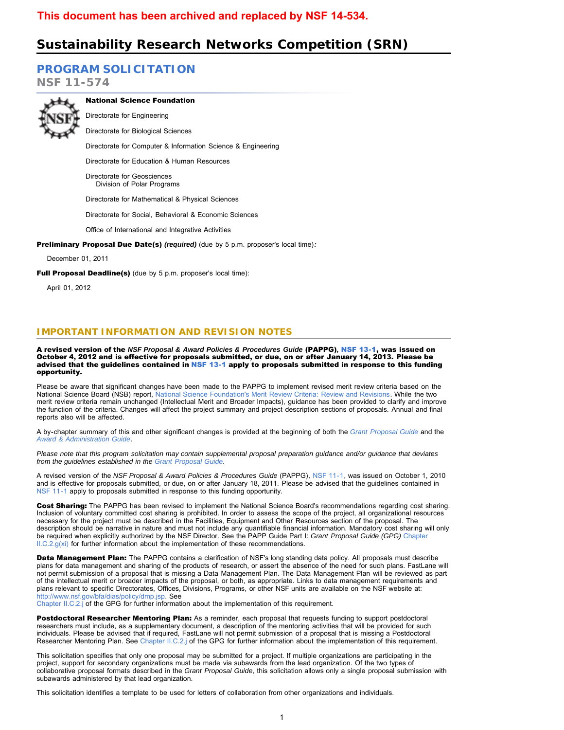**This document has been archived and replaced by NSF 14-534.**

# Sustainability Research Networks Competition (SRN)

## PROGRAM SOLICITATION

**NSF 11-574**

**National Science Foundation**

Directorate for Engineering

Directorate for Biological Sciences

Directorate for Computer & Information Science & Engineering

Directorate for Education & Human Resources

Directorate for Geosciences
Division of Polar Programs

Directorate for Mathematical & Physical Sciences

Directorate for Social, Behavioral & Economic Sciences

Office of International and Integrative Activities

**Preliminary Proposal Due Date(s)** ***(required)*** (due by 5 p.m. proposer's local time)***:***

December 01, 2011

**Full Proposal Deadline(s)** (due by 5 p.m. proposer's local time):

April 01, 2012

## IMPORTANT INFORMATION AND REVISION NOTES

**A revised version of the *NSF Proposal & Award Policies & Procedures Guide* (PAPPG), NSF 13-1, was issued on October 4, 2012 and is effective for proposals submitted, or due, on or after January 14, 2013. Please be advised that the guidelines contained in NSF 13-1 apply to proposals submitted in response to this funding opportunity.**

Please be aware that significant changes have been made to the PAPPG to implement revised merit review criteria based on the National Science Board (NSB) report, National Science Foundation's Merit Review Criteria: Review and Revisions. While the two merit review criteria remain unchanged (Intellectual Merit and Broader Impacts), guidance has been provided to clarify and improve the function of the criteria. Changes will affect the project summary and project description sections of proposals. Annual and final reports also will be affected.

A by-chapter summary of this and other significant changes is provided at the beginning of both the *Grant Proposal Guide* and the *Award & Administration Guide*.

*Please note that this program solicitation may contain supplemental proposal preparation guidance and/or guidance that deviates from the guidelines established in the Grant Proposal Guide.*

A revised version of the *NSF Proposal & Award Policies & Procedures Guide* (PAPPG), NSF 11-1, was issued on October 1, 2010 and is effective for proposals submitted, or due, on or after January 18, 2011. Please be advised that the guidelines contained in NSF 11-1 apply to proposals submitted in response to this funding opportunity.

**Cost Sharing:** The PAPPG has been revised to implement the National Science Board's recommendations regarding cost sharing. Inclusion of voluntary committed cost sharing is prohibited. In order to assess the scope of the project, all organizational resources necessary for the project must be described in the Facilities, Equipment and Other Resources section of the proposal. The description should be narrative in nature and must not include any quantifiable financial information. Mandatory cost sharing will only be required when explicitly authorized by the NSF Director. See the PAPP Guide Part I: *Grant Proposal Guide (GPG)* Chapter II.C.2.g(xi) for further information about the implementation of these recommendations.

**Data Management Plan:** The PAPPG contains a clarification of NSF's long standing data policy. All proposals must describe plans for data management and sharing of the products of research, or assert the absence of the need for such plans. FastLane will not permit submission of a proposal that is missing a Data Management Plan. The Data Management Plan will be reviewed as part of the intellectual merit or broader impacts of the proposal, or both, as appropriate. Links to data management requirements and plans relevant to specific Directorates, Offices, Divisions, Programs, or other NSF units are available on the NSF website at: http://www.nsf.gov/bfa/dias/policy/dmp.jsp. See Chapter II.C.2.j of the GPG for further information about the implementation of this requirement.

**Postdoctoral Researcher Mentoring Plan:** As a reminder, each proposal that requests funding to support postdoctoral researchers must include, as a supplementary document, a description of the mentoring activities that will be provided for such individuals. Please be advised that if required, FastLane will not permit submission of a proposal that is missing a Postdoctoral Researcher Mentoring Plan. See Chapter II.C.2.j of the GPG for further information about the implementation of this requirement.

This solicitation specifies that only one proposal may be submitted for a project. If multiple organizations are participating in the project, support for secondary organizations must be made via subawards from the lead organization. Of the two types of collaborative proposal formats described in the *Grant Proposal Guide*, this solicitation allows only a single proposal submission with subawards administered by that lead organization.

This solicitation identifies a template to be used for letters of collaboration from other organizations and individuals.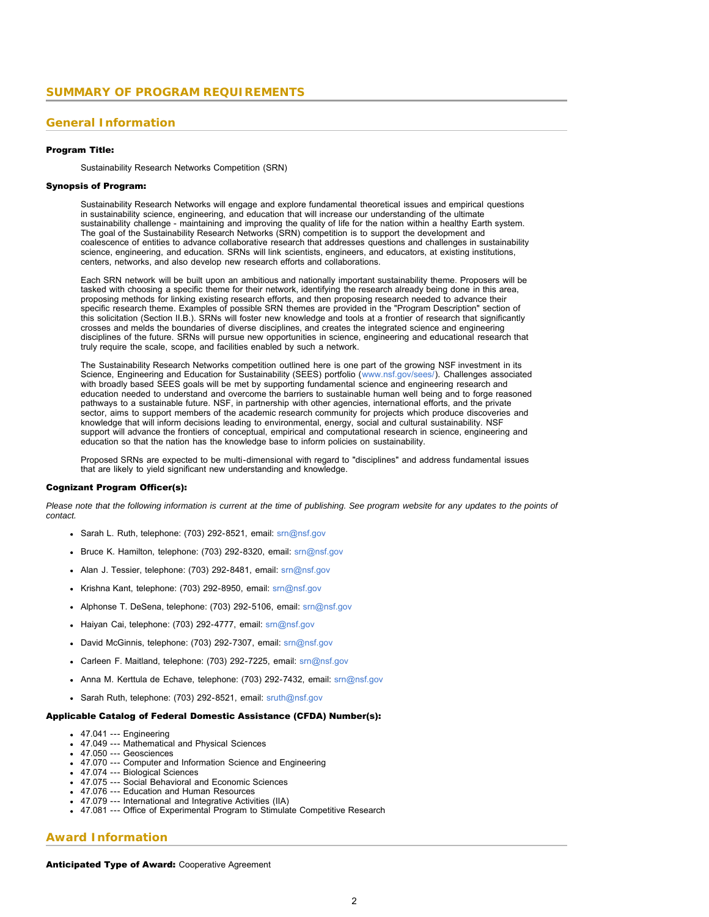## SUMMARY OF PROGRAM REQUIREMENTS

### General Information

**Program Title:**

Sustainability Research Networks Competition (SRN)

**Synopsis of Program:**

Sustainability Research Networks will engage and explore fundamental theoretical issues and empirical questions in sustainability science, engineering, and education that will increase our understanding of the ultimate sustainability challenge - maintaining and improving the quality of life for the nation within a healthy Earth system. The goal of the Sustainability Research Networks (SRN) competition is to support the development and coalescence of entities to advance collaborative research that addresses questions and challenges in sustainability science, engineering, and education. SRNs will link scientists, engineers, and educators, at existing institutions, centers, networks, and also develop new research efforts and collaborations.

Each SRN network will be built upon an ambitious and nationally important sustainability theme. Proposers will be tasked with choosing a specific theme for their network, identifying the research already being done in this area, proposing methods for linking existing research efforts, and then proposing research needed to advance their specific research theme. Examples of possible SRN themes are provided in the "Program Description" section of this solicitation (Section II.B.). SRNs will foster new knowledge and tools at a frontier of research that significantly crosses and melds the boundaries of diverse disciplines, and creates the integrated science and engineering disciplines of the future. SRNs will pursue new opportunities in science, engineering and educational research that truly require the scale, scope, and facilities enabled by such a network.

The Sustainability Research Networks competition outlined here is one part of the growing NSF investment in its Science, Engineering and Education for Sustainability (SEES) portfolio (www.nsf.gov/sees/). Challenges associated with broadly based SEES goals will be met by supporting fundamental science and engineering research and education needed to understand and overcome the barriers to sustainable human well being and to forge reasoned pathways to a sustainable future. NSF, in partnership with other agencies, international efforts, and the private sector, aims to support members of the academic research community for projects which produce discoveries and knowledge that will inform decisions leading to environmental, energy, social and cultural sustainability. NSF support will advance the frontiers of conceptual, empirical and computational research in science, engineering and education so that the nation has the knowledge base to inform policies on sustainability.

Proposed SRNs are expected to be multi-dimensional with regard to "disciplines" and address fundamental issues that are likely to yield significant new understanding and knowledge.

**Cognizant Program Officer(s):**

*Please note that the following information is current at the time of publishing. See program website for any updates to the points of contact.*

- Sarah L. Ruth, telephone: (703) 292-8521, email: srn@nsf.gov
- Bruce K. Hamilton, telephone: (703) 292-8320, email: srn@nsf.gov
- Alan J. Tessier, telephone: (703) 292-8481, email: srn@nsf.gov
- Krishna Kant, telephone: (703) 292-8950, email: srn@nsf.gov
- Alphonse T. DeSena, telephone: (703) 292-5106, email: srn@nsf.gov
- Haiyan Cai, telephone: (703) 292-4777, email: srn@nsf.gov
- David McGinnis, telephone: (703) 292-7307, email: srn@nsf.gov
- Carleen F. Maitland, telephone: (703) 292-7225, email: srn@nsf.gov
- Anna M. Kerttula de Echave, telephone: (703) 292-7432, email: srn@nsf.gov
- Sarah Ruth, telephone: (703) 292-8521, email: sruth@nsf.gov

**Applicable Catalog of Federal Domestic Assistance (CFDA) Number(s):**

- 47.041 --- Engineering
- 47.049 --- Mathematical and Physical Sciences
- 47.050 --- Geosciences
- 47.070 --- Computer and Information Science and Engineering
- 47.074 --- Biological Sciences
- 47.075 --- Social Behavioral and Economic Sciences
- 47.076 --- Education and Human Resources
- 47.079 --- International and Integrative Activities (IIA)
- 47.081 --- Office of Experimental Program to Stimulate Competitive Research

### Award Information

**Anticipated Type of Award:** Cooperative Agreement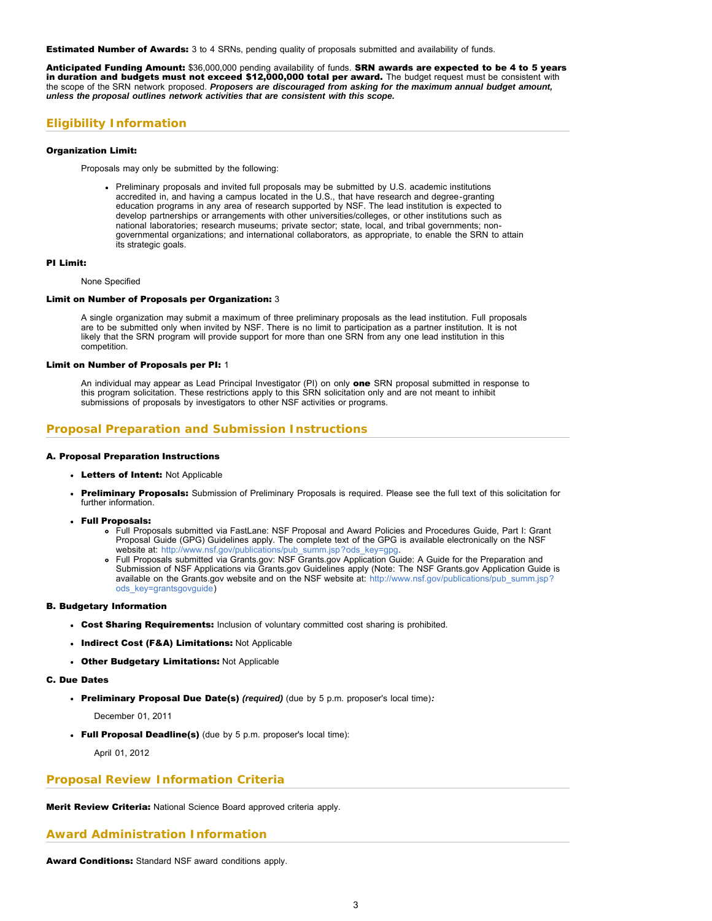**Estimated Number of Awards:** 3 to 4 SRNs, pending quality of proposals submitted and availability of funds.

**Anticipated Funding Amount:** $36,000,000 pending availability of funds. **SRN awards are expected to be 4 to 5 years in duration and budgets must not exceed $12,000,000 total per award.** The budget request must be consistent with the scope of the SRN network proposed. ***Proposers are discouraged from asking for the maximum annual budget amount, unless the proposal outlines network activities that are consistent with this scope.***

## Eligibility Information

#### Organization Limit:

Proposals may only be submitted by the following:

- Preliminary proposals and invited full proposals may be submitted by U.S. academic institutions accredited in, and having a campus located in the U.S., that have research and degree-granting education programs in any area of research supported by NSF. The lead institution is expected to develop partnerships or arrangements with other universities/colleges, or other institutions such as national laboratories; research museums; private sector; state, local, and tribal governments; non-governmental organizations; and international collaborators, as appropriate, to enable the SRN to attain its strategic goals.

#### PI Limit:

None Specified

#### Limit on Number of Proposals per Organization: 3

A single organization may submit a maximum of three preliminary proposals as the lead institution. Full proposals are to be submitted only when invited by NSF. There is no limit to participation as a partner institution. It is not likely that the SRN program will provide support for more than one SRN from any one lead institution in this competition.

#### Limit on Number of Proposals per PI: 1

An individual may appear as Lead Principal Investigator (PI) on only **one** SRN proposal submitted in response to this program solicitation. These restrictions apply to this SRN solicitation only and are not meant to inhibit submissions of proposals by investigators to other NSF activities or programs.

## Proposal Preparation and Submission Instructions

#### A. Proposal Preparation Instructions

- **Letters of Intent:** Not Applicable
- **Preliminary Proposals:** Submission of Preliminary Proposals is required. Please see the full text of this solicitation for further information.
- **Full Proposals:**
  - Full Proposals submitted via FastLane: NSF Proposal and Award Policies and Procedures Guide, Part I: Grant Proposal Guide (GPG) Guidelines apply. The complete text of the GPG is available electronically on the NSF website at: http://www.nsf.gov/publications/pub_summ.jsp?ods_key=gpg.
  - Full Proposals submitted via Grants.gov: NSF Grants.gov Application Guide: A Guide for the Preparation and Submission of NSF Applications via Grants.gov Guidelines apply (Note: The NSF Grants.gov Application Guide is available on the Grants.gov website and on the NSF website at: http://www.nsf.gov/publications/pub_summ.jsp?ods_key=grantsgovguide)

#### B. Budgetary Information

- **Cost Sharing Requirements:** Inclusion of voluntary committed cost sharing is prohibited.
- **Indirect Cost (F&A) Limitations:** Not Applicable
- **Other Budgetary Limitations:** Not Applicable

#### C. Due Dates

- **Preliminary Proposal Due Date(s)** ***(required)*** (due by 5 p.m. proposer's local time)***:***

  December 01, 2011

- **Full Proposal Deadline(s)** (due by 5 p.m. proposer's local time):

  April 01, 2012

## Proposal Review Information Criteria

**Merit Review Criteria:** National Science Board approved criteria apply.

## Award Administration Information

**Award Conditions:** Standard NSF award conditions apply.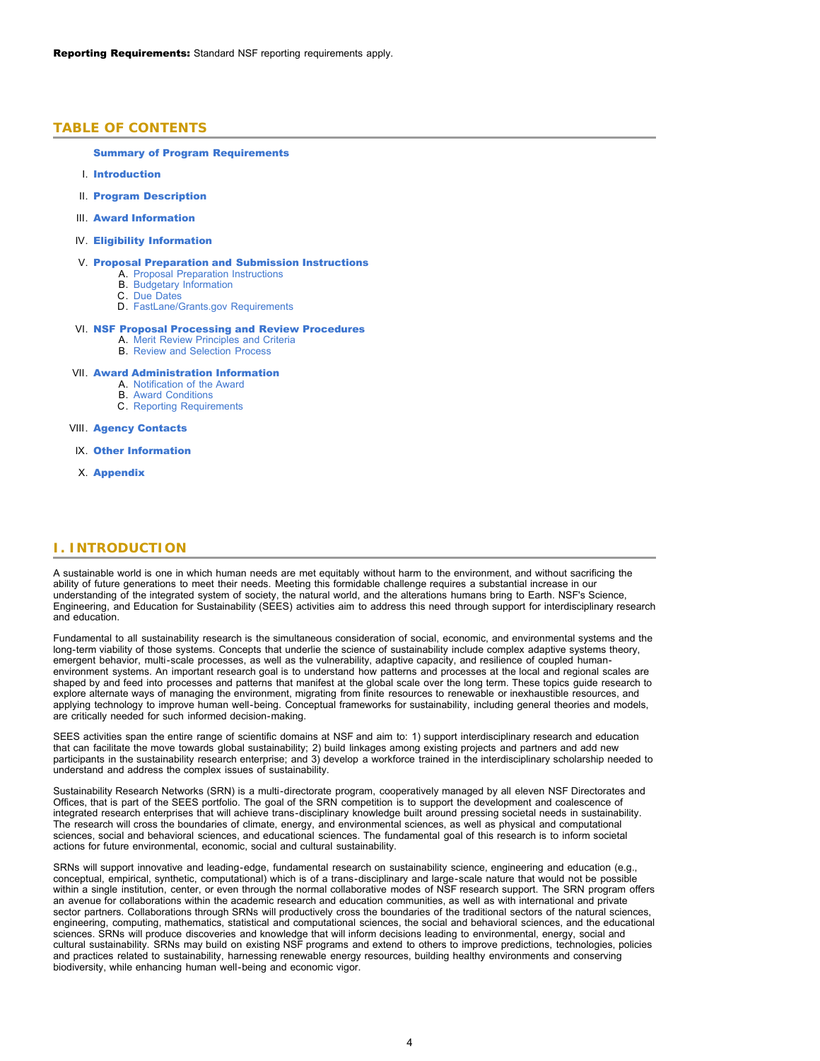**Reporting Requirements:** Standard NSF reporting requirements apply.

## TABLE OF CONTENTS

**Summary of Program Requirements**

I. **Introduction**

II. **Program Description**

III. **Award Information**

IV. **Eligibility Information**

V. **Proposal Preparation and Submission Instructions**
   A. Proposal Preparation Instructions
   B. Budgetary Information
   C. Due Dates
   D. FastLane/Grants.gov Requirements

VI. **NSF Proposal Processing and Review Procedures**
   A. Merit Review Principles and Criteria
   B. Review and Selection Process

VII. **Award Administration Information**
   A. Notification of the Award
   B. Award Conditions
   C. Reporting Requirements

VIII. **Agency Contacts**

IX. **Other Information**

X. **Appendix**

## I. INTRODUCTION

A sustainable world is one in which human needs are met equitably without harm to the environment, and without sacrificing the ability of future generations to meet their needs. Meeting this formidable challenge requires a substantial increase in our understanding of the integrated system of society, the natural world, and the alterations humans bring to Earth. NSF's Science, Engineering, and Education for Sustainability (SEES) activities aim to address this need through support for interdisciplinary research and education.

Fundamental to all sustainability research is the simultaneous consideration of social, economic, and environmental systems and the long-term viability of those systems. Concepts that underlie the science of sustainability include complex adaptive systems theory, emergent behavior, multi-scale processes, as well as the vulnerability, adaptive capacity, and resilience of coupled human-environment systems. An important research goal is to understand how patterns and processes at the local and regional scales are shaped by and feed into processes and patterns that manifest at the global scale over the long term. These topics guide research to explore alternate ways of managing the environment, migrating from finite resources to renewable or inexhaustible resources, and applying technology to improve human well-being. Conceptual frameworks for sustainability, including general theories and models, are critically needed for such informed decision-making.

SEES activities span the entire range of scientific domains at NSF and aim to: 1) support interdisciplinary research and education that can facilitate the move towards global sustainability; 2) build linkages among existing projects and partners and add new participants in the sustainability research enterprise; and 3) develop a workforce trained in the interdisciplinary scholarship needed to understand and address the complex issues of sustainability.

Sustainability Research Networks (SRN) is a multi-directorate program, cooperatively managed by all eleven NSF Directorates and Offices, that is part of the SEES portfolio. The goal of the SRN competition is to support the development and coalescence of integrated research enterprises that will achieve trans-disciplinary knowledge built around pressing societal needs in sustainability. The research will cross the boundaries of climate, energy, and environmental sciences, as well as physical and computational sciences, social and behavioral sciences, and educational sciences. The fundamental goal of this research is to inform societal actions for future environmental, economic, social and cultural sustainability.

SRNs will support innovative and leading-edge, fundamental research on sustainability science, engineering and education (e.g., conceptual, empirical, synthetic, computational) which is of a trans-disciplinary and large-scale nature that would not be possible within a single institution, center, or even through the normal collaborative modes of NSF research support. The SRN program offers an avenue for collaborations within the academic research and education communities, as well as with international and private sector partners. Collaborations through SRNs will productively cross the boundaries of the traditional sectors of the natural sciences, engineering, computing, mathematics, statistical and computational sciences, the social and behavioral sciences, and the educational sciences. SRNs will produce discoveries and knowledge that will inform decisions leading to environmental, energy, social and cultural sustainability. SRNs may build on existing NSF programs and extend to others to improve predictions, technologies, policies and practices related to sustainability, harnessing renewable energy resources, building healthy environments and conserving biodiversity, while enhancing human well-being and economic vigor.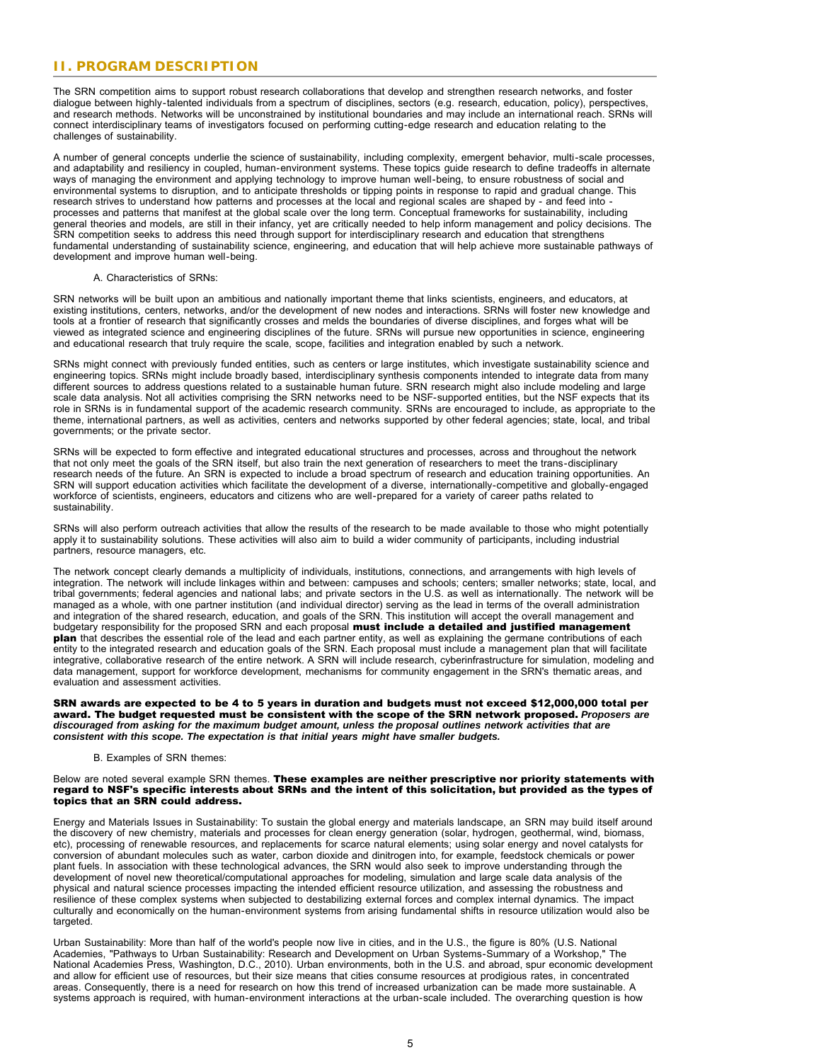## II. PROGRAM DESCRIPTION

The SRN competition aims to support robust research collaborations that develop and strengthen research networks, and foster dialogue between highly-talented individuals from a spectrum of disciplines, sectors (e.g. research, education, policy), perspectives, and research methods. Networks will be unconstrained by institutional boundaries and may include an international reach. SRNs will connect interdisciplinary teams of investigators focused on performing cutting-edge research and education relating to the challenges of sustainability.

A number of general concepts underlie the science of sustainability, including complexity, emergent behavior, multi-scale processes, and adaptability and resiliency in coupled, human-environment systems. These topics guide research to define tradeoffs in alternate ways of managing the environment and applying technology to improve human well-being, to ensure robustness of social and environmental systems to disruption, and to anticipate thresholds or tipping points in response to rapid and gradual change. This research strives to understand how patterns and processes at the local and regional scales are shaped by - and feed into - processes and patterns that manifest at the global scale over the long term. Conceptual frameworks for sustainability, including general theories and models, are still in their infancy, yet are critically needed to help inform management and policy decisions. The SRN competition seeks to address this need through support for interdisciplinary research and education that strengthens fundamental understanding of sustainability science, engineering, and education that will help achieve more sustainable pathways of development and improve human well-being.

A. Characteristics of SRNs:

SRN networks will be built upon an ambitious and nationally important theme that links scientists, engineers, and educators, at existing institutions, centers, networks, and/or the development of new nodes and interactions. SRNs will foster new knowledge and tools at a frontier of research that significantly crosses and melds the boundaries of diverse disciplines, and forges what will be viewed as integrated science and engineering disciplines of the future. SRNs will pursue new opportunities in science, engineering and educational research that truly require the scale, scope, facilities and integration enabled by such a network.

SRNs might connect with previously funded entities, such as centers or large institutes, which investigate sustainability science and engineering topics. SRNs might include broadly based, interdisciplinary synthesis components intended to integrate data from many different sources to address questions related to a sustainable human future. SRN research might also include modeling and large scale data analysis. Not all activities comprising the SRN networks need to be NSF-supported entities, but the NSF expects that its role in SRNs is in fundamental support of the academic research community. SRNs are encouraged to include, as appropriate to the theme, international partners, as well as activities, centers and networks supported by other federal agencies; state, local, and tribal governments; or the private sector.

SRNs will be expected to form effective and integrated educational structures and processes, across and throughout the network that not only meet the goals of the SRN itself, but also train the next generation of researchers to meet the trans-disciplinary research needs of the future. An SRN is expected to include a broad spectrum of research and education training opportunities. An SRN will support education activities which facilitate the development of a diverse, internationally-competitive and globally-engaged workforce of scientists, engineers, educators and citizens who are well-prepared for a variety of career paths related to sustainability.

SRNs will also perform outreach activities that allow the results of the research to be made available to those who might potentially apply it to sustainability solutions. These activities will also aim to build a wider community of participants, including industrial partners, resource managers, etc.

The network concept clearly demands a multiplicity of individuals, institutions, connections, and arrangements with high levels of integration. The network will include linkages within and between: campuses and schools; centers; smaller networks; state, local, and tribal governments; federal agencies and national labs; and private sectors in the U.S. as well as internationally. The network will be managed as a whole, with one partner institution (and individual director) serving as the lead in terms of the overall administration and integration of the shared research, education, and goals of the SRN. This institution will accept the overall management and budgetary responsibility for the proposed SRN and each proposal **must include a detailed and justified management plan** that describes the essential role of the lead and each partner entity, as well as explaining the germane contributions of each entity to the integrated research and education goals of the SRN. Each proposal must include a management plan that will facilitate integrative, collaborative research of the entire network. A SRN will include research, cyberinfrastructure for simulation, modeling and data management, support for workforce development, mechanisms for community engagement in the SRN's thematic areas, and evaluation and assessment activities.

**SRN awards are expected to be 4 to 5 years in duration and budgets must not exceed $12,000,000 total per award. The budget requested must be consistent with the scope of the SRN network proposed.** ***Proposers are discouraged from asking for the maximum budget amount, unless the proposal outlines network activities that are consistent with this scope. The expectation is that initial years might have smaller budgets.***

B. Examples of SRN themes:

Below are noted several example SRN themes. **These examples are neither prescriptive nor priority statements with regard to NSF's specific interests about SRNs and the intent of this solicitation, but provided as the types of topics that an SRN could address.**

Energy and Materials Issues in Sustainability: To sustain the global energy and materials landscape, an SRN may build itself around the discovery of new chemistry, materials and processes for clean energy generation (solar, hydrogen, geothermal, wind, biomass, etc), processing of renewable resources, and replacements for scarce natural elements; using solar energy and novel catalysts for conversion of abundant molecules such as water, carbon dioxide and dinitrogen into, for example, feedstock chemicals or power plant fuels. In association with these technological advances, the SRN would also seek to improve understanding through the development of novel new theoretical/computational approaches for modeling, simulation and large scale data analysis of the physical and natural science processes impacting the intended efficient resource utilization, and assessing the robustness and resilience of these complex systems when subjected to destabilizing external forces and complex internal dynamics. The impact culturally and economically on the human-environment systems from arising fundamental shifts in resource utilization would also be targeted.

Urban Sustainability: More than half of the world's people now live in cities, and in the U.S., the figure is 80% (U.S. National Academies, "Pathways to Urban Sustainability: Research and Development on Urban Systems-Summary of a Workshop," The National Academies Press, Washington, D.C., 2010). Urban environments, both in the U.S. and abroad, spur economic development and allow for efficient use of resources, but their size means that cities consume resources at prodigious rates, in concentrated areas. Consequently, there is a need for research on how this trend of increased urbanization can be made more sustainable. A systems approach is required, with human-environment interactions at the urban-scale included. The overarching question is how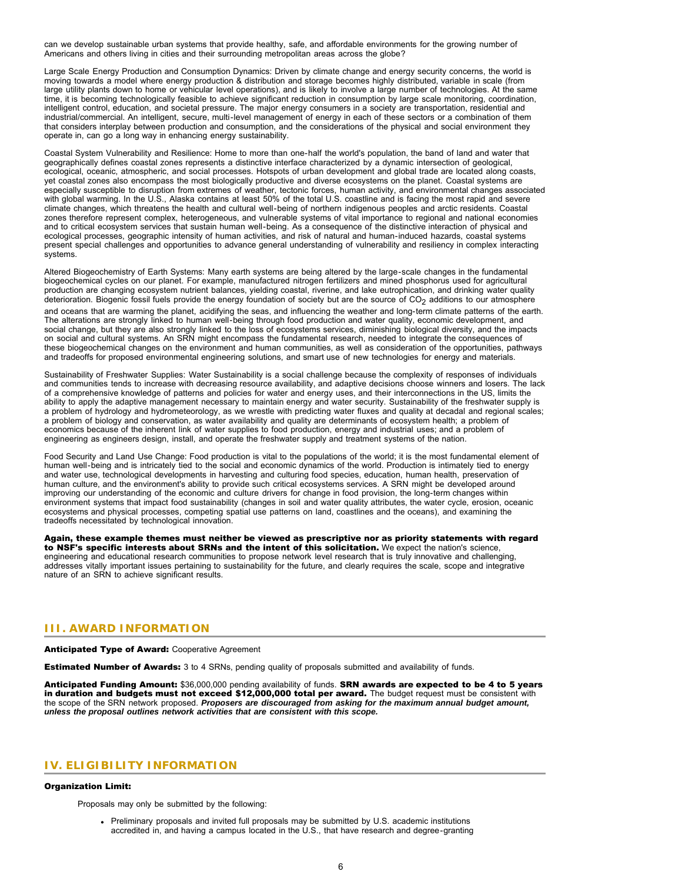can we develop sustainable urban systems that provide healthy, safe, and affordable environments for the growing number of Americans and others living in cities and their surrounding metropolitan areas across the globe?

Large Scale Energy Production and Consumption Dynamics: Driven by climate change and energy security concerns, the world is moving towards a model where energy production & distribution and storage becomes highly distributed, variable in scale (from large utility plants down to home or vehicular level operations), and is likely to involve a large number of technologies. At the same time, it is becoming technologically feasible to achieve significant reduction in consumption by large scale monitoring, coordination, intelligent control, education, and societal pressure. The major energy consumers in a society are transportation, residential and industrial/commercial. An intelligent, secure, multi-level management of energy in each of these sectors or a combination of them that considers interplay between production and consumption, and the considerations of the physical and social environment they operate in, can go a long way in enhancing energy sustainability.

Coastal System Vulnerability and Resilience: Home to more than one-half the world's population, the band of land and water that geographically defines coastal zones represents a distinctive interface characterized by a dynamic intersection of geological, ecological, oceanic, atmospheric, and social processes. Hotspots of urban development and global trade are located along coasts, yet coastal zones also encompass the most biologically productive and diverse ecosystems on the planet. Coastal systems are especially susceptible to disruption from extremes of weather, tectonic forces, human activity, and environmental changes associated with global warming. In the U.S., Alaska contains at least 50% of the total U.S. coastline and is facing the most rapid and severe climate changes, which threatens the health and cultural well-being of northern indigenous peoples and arctic residents. Coastal zones therefore represent complex, heterogeneous, and vulnerable systems of vital importance to regional and national economies and to critical ecosystem services that sustain human well-being. As a consequence of the distinctive interaction of physical and ecological processes, geographic intensity of human activities, and risk of natural and human-induced hazards, coastal systems present special challenges and opportunities to advance general understanding of vulnerability and resiliency in complex interacting systems.

Altered Biogeochemistry of Earth Systems: Many earth systems are being altered by the large-scale changes in the fundamental biogeochemical cycles on our planet. For example, manufactured nitrogen fertilizers and mined phosphorus used for agricultural production are changing ecosystem nutrient balances, yielding coastal, riverine, and lake eutrophication, and drinking water quality deterioration. Biogenic fossil fuels provide the energy foundation of society but are the source of $CO_2$ additions to our atmosphere and oceans that are warming the planet, acidifying the seas, and influencing the weather and long-term climate patterns of the earth. The alterations are strongly linked to human well-being through food production and water quality, economic development, and social change, but they are also strongly linked to the loss of ecosystems services, diminishing biological diversity, and the impacts on social and cultural systems. An SRN might encompass the fundamental research, needed to integrate the consequences of these biogeochemical changes on the environment and human communities, as well as consideration of the opportunities, pathways and tradeoffs for proposed environmental engineering solutions, and smart use of new technologies for energy and materials.

Sustainability of Freshwater Supplies: Water Sustainability is a social challenge because the complexity of responses of individuals and communities tends to increase with decreasing resource availability, and adaptive decisions choose winners and losers. The lack of a comprehensive knowledge of patterns and policies for water and energy uses, and their interconnections in the US, limits the ability to apply the adaptive management necessary to maintain energy and water security. Sustainability of the freshwater supply is a problem of hydrology and hydrometeorology, as we wrestle with predicting water fluxes and quality at decadal and regional scales; a problem of biology and conservation, as water availability and quality are determinants of ecosystem health; a problem of economics because of the inherent link of water supplies to food production, energy and industrial uses; and a problem of engineering as engineers design, install, and operate the freshwater supply and treatment systems of the nation.

Food Security and Land Use Change: Food production is vital to the populations of the world; it is the most fundamental element of human well-being and is intricately tied to the social and economic dynamics of the world. Production is intimately tied to energy and water use, technological developments in harvesting and culturing food species, education, human health, preservation of human culture, and the environment's ability to provide such critical ecosystems services. A SRN might be developed around improving our understanding of the economic and culture drivers for change in food provision, the long-term changes within environment systems that impact food sustainability (changes in soil and water quality attributes, the water cycle, erosion, oceanic ecosystems and physical processes, competing spatial use patterns on land, coastlines and the oceans), and examining the tradeoffs necessitated by technological innovation.

**Again, these example themes must neither be viewed as prescriptive nor as priority statements with regard to NSF's specific interests about SRNs and the intent of this solicitation.** We expect the nation's science, engineering and educational research communities to propose network level research that is truly innovative and challenging, addresses vitally important issues pertaining to sustainability for the future, and clearly requires the scale, scope and integrative nature of an SRN to achieve significant results.

## III. AWARD INFORMATION

**Anticipated Type of Award:** Cooperative Agreement

**Estimated Number of Awards:** 3 to 4 SRNs, pending quality of proposals submitted and availability of funds.

**Anticipated Funding Amount:** $36,000,000 pending availability of funds. **SRN awards are expected to be 4 to 5 years in duration and budgets must not exceed $12,000,000 total per award.** The budget request must be consistent with the scope of the SRN network proposed. ***Proposers are discouraged from asking for the maximum annual budget amount, unless the proposal outlines network activities that are consistent with this scope.***

## IV. ELIGIBILITY INFORMATION

**Organization Limit:**

Proposals may only be submitted by the following:

- Preliminary proposals and invited full proposals may be submitted by U.S. academic institutions accredited in, and having a campus located in the U.S., that have research and degree-granting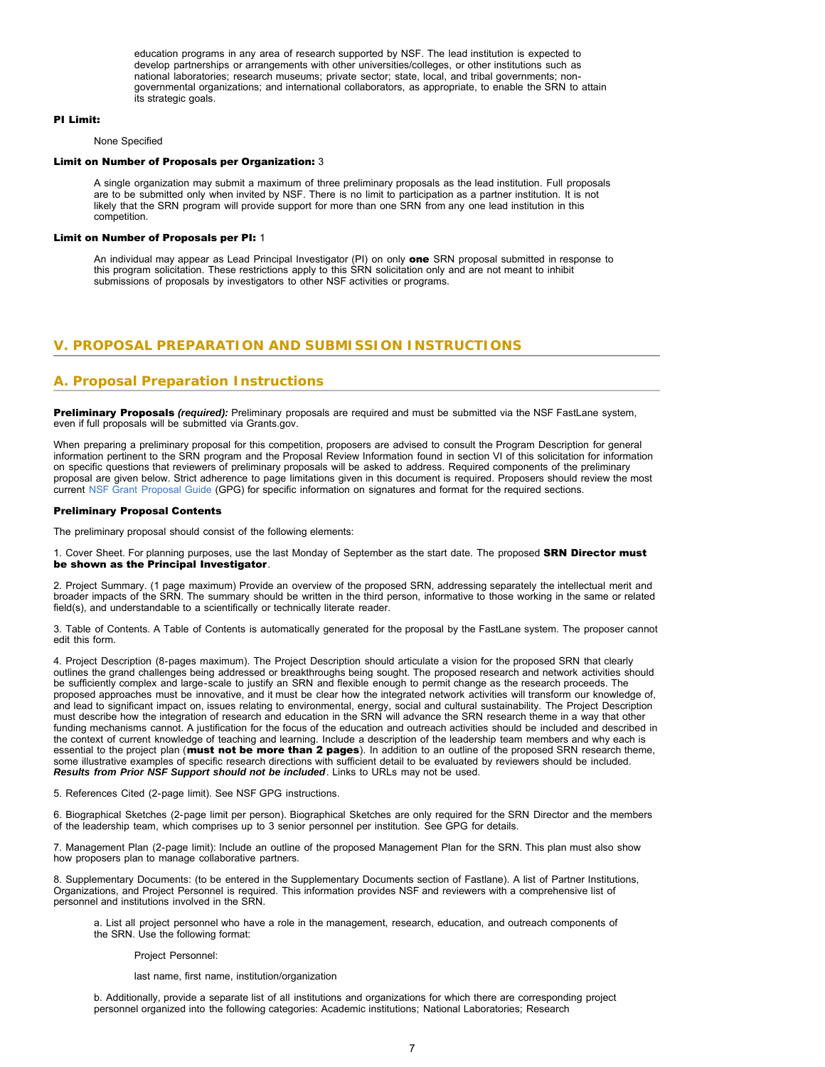education programs in any area of research supported by NSF. The lead institution is expected to develop partnerships or arrangements with other universities/colleges, or other institutions such as national laboratories; research museums; private sector; state, local, and tribal governments; non-governmental organizations; and international collaborators, as appropriate, to enable the SRN to attain its strategic goals.

**PI Limit:**

None Specified

**Limit on Number of Proposals per Organization:** 3

A single organization may submit a maximum of three preliminary proposals as the lead institution. Full proposals are to be submitted only when invited by NSF. There is no limit to participation as a partner institution. It is not likely that the SRN program will provide support for more than one SRN from any one lead institution in this competition.

**Limit on Number of Proposals per PI:** 1

An individual may appear as Lead Principal Investigator (PI) on only **one** SRN proposal submitted in response to this program solicitation. These restrictions apply to this SRN solicitation only and are not meant to inhibit submissions of proposals by investigators to other NSF activities or programs.

## V. PROPOSAL PREPARATION AND SUBMISSION INSTRUCTIONS

### A. Proposal Preparation Instructions

**Preliminary Proposals *(required):*** Preliminary proposals are required and must be submitted via the NSF FastLane system, even if full proposals will be submitted via Grants.gov.

When preparing a preliminary proposal for this competition, proposers are advised to consult the Program Description for general information pertinent to the SRN program and the Proposal Review Information found in section VI of this solicitation for information on specific questions that reviewers of preliminary proposals will be asked to address. Required components of the preliminary proposal are given below. Strict adherence to page limitations given in this document is required. Proposers should review the most current NSF Grant Proposal Guide (GPG) for specific information on signatures and format for the required sections.

**Preliminary Proposal Contents**

The preliminary proposal should consist of the following elements:

1. Cover Sheet. For planning purposes, use the last Monday of September as the start date. The proposed **SRN Director must be shown as the Principal Investigator**.

2. Project Summary. (1 page maximum) Provide an overview of the proposed SRN, addressing separately the intellectual merit and broader impacts of the SRN. The summary should be written in the third person, informative to those working in the same or related field(s), and understandable to a scientifically or technically literate reader.

3. Table of Contents. A Table of Contents is automatically generated for the proposal by the FastLane system. The proposer cannot edit this form.

4. Project Description (8-pages maximum). The Project Description should articulate a vision for the proposed SRN that clearly outlines the grand challenges being addressed or breakthroughs being sought. The proposed research and network activities should be sufficiently complex and large-scale to justify an SRN and flexible enough to permit change as the research proceeds. The proposed approaches must be innovative, and it must be clear how the integrated network activities will transform our knowledge of, and lead to significant impact on, issues relating to environmental, energy, social and cultural sustainability. The Project Description must describe how the integration of research and education in the SRN will advance the SRN research theme in a way that other funding mechanisms cannot. A justification for the focus of the education and outreach activities should be included and described in the context of current knowledge of teaching and learning. Include a description of the leadership team members and why each is essential to the project plan (**must not be more than 2 pages**). In addition to an outline of the proposed SRN research theme, some illustrative examples of specific research directions with sufficient detail to be evaluated by reviewers should be included. ***Results from Prior NSF Support should not be included***. Links to URLs may not be used.

5. References Cited (2-page limit). See NSF GPG instructions.

6. Biographical Sketches (2-page limit per person). Biographical Sketches are only required for the SRN Director and the members of the leadership team, which comprises up to 3 senior personnel per institution. See GPG for details.

7. Management Plan (2-page limit): Include an outline of the proposed Management Plan for the SRN. This plan must also show how proposers plan to manage collaborative partners.

8. Supplementary Documents: (to be entered in the Supplementary Documents section of Fastlane). A list of Partner Institutions, Organizations, and Project Personnel is required. This information provides NSF and reviewers with a comprehensive list of personnel and institutions involved in the SRN.

a. List all project personnel who have a role in the management, research, education, and outreach components of the SRN. Use the following format:

Project Personnel:

last name, first name, institution/organization

b. Additionally, provide a separate list of all institutions and organizations for which there are corresponding project personnel organized into the following categories: Academic institutions; National Laboratories; Research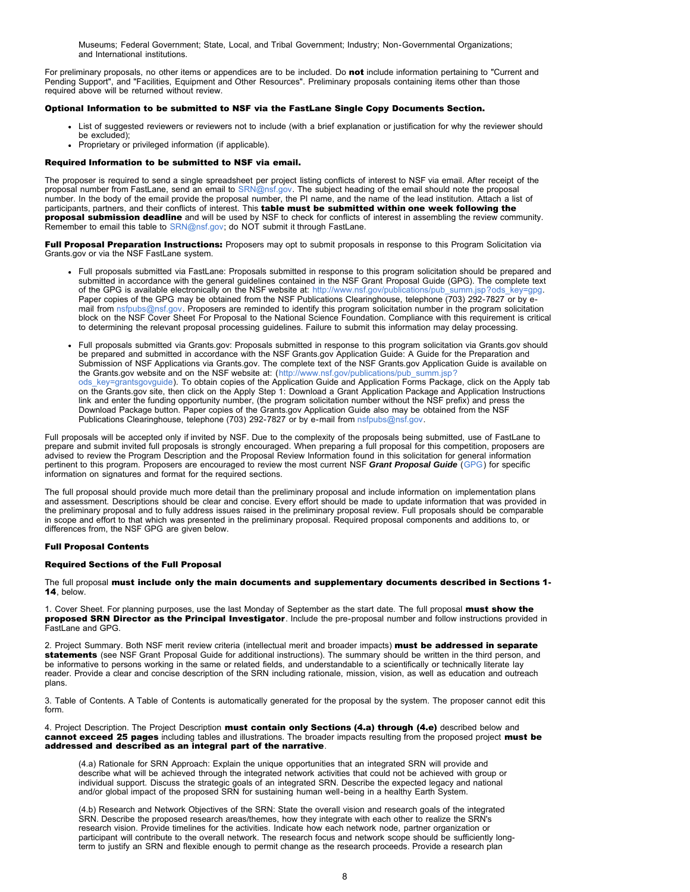Museums; Federal Government; State, Local, and Tribal Government; Industry; Non-Governmental Organizations; and International institutions.

For preliminary proposals, no other items or appendices are to be included. Do **not** include information pertaining to "Current and Pending Support", and "Facilities, Equipment and Other Resources". Preliminary proposals containing items other than those required above will be returned without review.

**Optional Information to be submitted to NSF via the FastLane Single Copy Documents Section.**

- List of suggested reviewers or reviewers not to include (with a brief explanation or justification for why the reviewer should be excluded);
- Proprietary or privileged information (if applicable).

**Required Information to be submitted to NSF via email.**

The proposer is required to send a single spreadsheet per project listing conflicts of interest to NSF via email. After receipt of the proposal number from FastLane, send an email to SRN@nsf.gov. The subject heading of the email should note the proposal number. In the body of the email provide the proposal number, the PI name, and the name of the lead institution. Attach a list of participants, partners, and their conflicts of interest. This **table must be submitted within one week following the proposal submission deadline** and will be used by NSF to check for conflicts of interest in assembling the review community. Remember to email this table to SRN@nsf.gov; do NOT submit it through FastLane.

**Full Proposal Preparation Instructions:** Proposers may opt to submit proposals in response to this Program Solicitation via Grants.gov or via the NSF FastLane system.

- Full proposals submitted via FastLane: Proposals submitted in response to this program solicitation should be prepared and submitted in accordance with the general guidelines contained in the NSF Grant Proposal Guide (GPG). The complete text of the GPG is available electronically on the NSF website at: http://www.nsf.gov/publications/pub_summ.jsp?ods_key=gpg. Paper copies of the GPG may be obtained from the NSF Publications Clearinghouse, telephone (703) 292-7827 or by e-mail from nsfpubs@nsf.gov. Proposers are reminded to identify this program solicitation number in the program solicitation block on the NSF Cover Sheet For Proposal to the National Science Foundation. Compliance with this requirement is critical to determining the relevant proposal processing guidelines. Failure to submit this information may delay processing.

- Full proposals submitted via Grants.gov: Proposals submitted in response to this program solicitation via Grants.gov should be prepared and submitted in accordance with the NSF Grants.gov Application Guide: A Guide for the Preparation and Submission of NSF Applications via Grants.gov. The complete text of the NSF Grants.gov Application Guide is available on the Grants.gov website and on the NSF website at: (http://www.nsf.gov/publications/pub_summ.jsp?ods_key=grantsgovguide). To obtain copies of the Application Guide and Application Forms Package, click on the Apply tab on the Grants.gov site, then click on the Apply Step 1: Download a Grant Application Package and Application Instructions link and enter the funding opportunity number, (the program solicitation number without the NSF prefix) and press the Download Package button. Paper copies of the Grants.gov Application Guide also may be obtained from the NSF Publications Clearinghouse, telephone (703) 292-7827 or by e-mail from nsfpubs@nsf.gov.

Full proposals will be accepted only if invited by NSF. Due to the complexity of the proposals being submitted, use of FastLane to prepare and submit invited full proposals is strongly encouraged. When preparing a full proposal for this competition, proposers are advised to review the Program Description and the Proposal Review Information found in this solicitation for general information pertinent to this program. Proposers are encouraged to review the most current NSF ***Grant Proposal Guide*** (GPG) for specific information on signatures and format for the required sections.

The full proposal should provide much more detail than the preliminary proposal and include information on implementation plans and assessment. Descriptions should be clear and concise. Every effort should be made to update information that was provided in the preliminary proposal and to fully address issues raised in the preliminary proposal review. Full proposals should be comparable in scope and effort to that which was presented in the preliminary proposal. Required proposal components and additions to, or differences from, the NSF GPG are given below.

**Full Proposal Contents**

**Required Sections of the Full Proposal**

The full proposal **must include only the main documents and supplementary documents described in Sections 1-14**, below.

1. Cover Sheet. For planning purposes, use the last Monday of September as the start date. The full proposal **must show the proposed SRN Director as the Principal Investigator**. Include the pre-proposal number and follow instructions provided in FastLane and GPG.

2. Project Summary. Both NSF merit review criteria (intellectual merit and broader impacts) **must be addressed in separate statements** (see NSF Grant Proposal Guide for additional instructions). The summary should be written in the third person, and be informative to persons working in the same or related fields, and understandable to a scientifically or technically literate lay reader. Provide a clear and concise description of the SRN including rationale, mission, vision, as well as education and outreach plans.

3. Table of Contents. A Table of Contents is automatically generated for the proposal by the system. The proposer cannot edit this form.

4. Project Description. The Project Description **must contain only Sections (4.a) through (4.e)** described below and **cannot exceed 25 pages** including tables and illustrations. The broader impacts resulting from the proposed project **must be addressed and described as an integral part of the narrative**.

(4.a) Rationale for SRN Approach: Explain the unique opportunities that an integrated SRN will provide and describe what will be achieved through the integrated network activities that could not be achieved with group or individual support. Discuss the strategic goals of an integrated SRN. Describe the expected legacy and national and/or global impact of the proposed SRN for sustaining human well-being in a healthy Earth System.

(4.b) Research and Network Objectives of the SRN: State the overall vision and research goals of the integrated SRN. Describe the proposed research areas/themes, how they integrate with each other to realize the SRN's research vision. Provide timelines for the activities. Indicate how each network node, partner organization or participant will contribute to the overall network. The research focus and network scope should be sufficiently long-term to justify an SRN and flexible enough to permit change as the research proceeds. Provide a research plan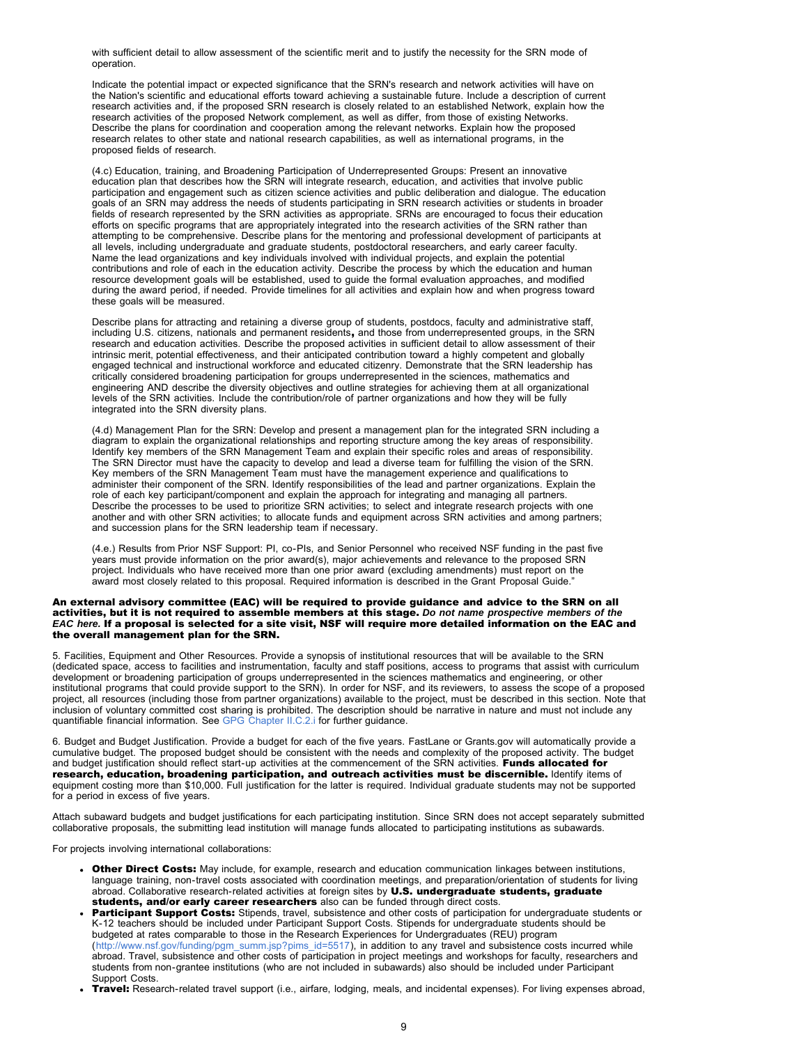with sufficient detail to allow assessment of the scientific merit and to justify the necessity for the SRN mode of operation.

Indicate the potential impact or expected significance that the SRN's research and network activities will have on the Nation's scientific and educational efforts toward achieving a sustainable future. Include a description of current research activities and, if the proposed SRN research is closely related to an established Network, explain how the research activities of the proposed Network complement, as well as differ, from those of existing Networks. Describe the plans for coordination and cooperation among the relevant networks. Explain how the proposed research relates to other state and national research capabilities, as well as international programs, in the proposed fields of research.

(4.c) Education, training, and Broadening Participation of Underrepresented Groups: Present an innovative education plan that describes how the SRN will integrate research, education, and activities that involve public participation and engagement such as citizen science activities and public deliberation and dialogue. The education goals of an SRN may address the needs of students participating in SRN research activities or students in broader fields of research represented by the SRN activities as appropriate. SRNs are encouraged to focus their education efforts on specific programs that are appropriately integrated into the research activities of the SRN rather than attempting to be comprehensive. Describe plans for the mentoring and professional development of participants at all levels, including undergraduate and graduate students, postdoctoral researchers, and early career faculty. Name the lead organizations and key individuals involved with individual projects, and explain the potential contributions and role of each in the education activity. Describe the process by which the education and human resource development goals will be established, used to guide the formal evaluation approaches, and modified during the award period, if needed. Provide timelines for all activities and explain how and when progress toward these goals will be measured.

Describe plans for attracting and retaining a diverse group of students, postdocs, faculty and administrative staff, including U.S. citizens, nationals and permanent residents**,** and those from underrepresented groups, in the SRN research and education activities. Describe the proposed activities in sufficient detail to allow assessment of their intrinsic merit, potential effectiveness, and their anticipated contribution toward a highly competent and globally engaged technical and instructional workforce and educated citizenry. Demonstrate that the SRN leadership has critically considered broadening participation for groups underrepresented in the sciences, mathematics and engineering AND describe the diversity objectives and outline strategies for achieving them at all organizational levels of the SRN activities. Include the contribution/role of partner organizations and how they will be fully integrated into the SRN diversity plans.

(4.d) Management Plan for the SRN: Develop and present a management plan for the integrated SRN including a diagram to explain the organizational relationships and reporting structure among the key areas of responsibility. Identify key members of the SRN Management Team and explain their specific roles and areas of responsibility. The SRN Director must have the capacity to develop and lead a diverse team for fulfilling the vision of the SRN. Key members of the SRN Management Team must have the management experience and qualifications to administer their component of the SRN. Identify responsibilities of the lead and partner organizations. Explain the role of each key participant/component and explain the approach for integrating and managing all partners. Describe the processes to be used to prioritize SRN activities; to select and integrate research projects with one another and with other SRN activities; to allocate funds and equipment across SRN activities and among partners; and succession plans for the SRN leadership team if necessary.

(4.e.) Results from Prior NSF Support: PI, co-PIs, and Senior Personnel who received NSF funding in the past five years must provide information on the prior award(s), major achievements and relevance to the proposed SRN project. Individuals who have received more than one prior award (excluding amendments) must report on the award most closely related to this proposal. Required information is described in the Grant Proposal Guide."

**An external advisory committee (EAC) will be required to provide guidance and advice to the SRN on all activities, but it is not required to assemble members at this stage.** ***Do not name prospective members of the EAC here.*** **If a proposal is selected for a site visit, NSF will require more detailed information on the EAC and the overall management plan for the SRN.**

5. Facilities, Equipment and Other Resources. Provide a synopsis of institutional resources that will be available to the SRN (dedicated space, access to facilities and instrumentation, faculty and staff positions, access to programs that assist with curriculum development or broadening participation of groups underrepresented in the sciences mathematics and engineering, or other institutional programs that could provide support to the SRN). In order for NSF, and its reviewers, to assess the scope of a proposed project, all resources (including those from partner organizations) available to the project, must be described in this section. Note that inclusion of voluntary committed cost sharing is prohibited. The description should be narrative in nature and must not include any quantifiable financial information. See GPG Chapter II.C.2.i for further guidance.

6. Budget and Budget Justification. Provide a budget for each of the five years. FastLane or Grants.gov will automatically provide a cumulative budget. The proposed budget should be consistent with the needs and complexity of the proposed activity. The budget and budget justification should reflect start-up activities at the commencement of the SRN activities. **Funds allocated for research, education, broadening participation, and outreach activities must be discernible.** Identify items of equipment costing more than $10,000. Full justification for the latter is required. Individual graduate students may not be supported for a period in excess of five years.

Attach subaward budgets and budget justifications for each participating institution. Since SRN does not accept separately submitted collaborative proposals, the submitting lead institution will manage funds allocated to participating institutions as subawards.

For projects involving international collaborations:

- **Other Direct Costs:** May include, for example, research and education communication linkages between institutions, language training, non-travel costs associated with coordination meetings, and preparation/orientation of students for living abroad. Collaborative research-related activities at foreign sites by **U.S. undergraduate students, graduate students, and/or early career researchers** also can be funded through direct costs.
- **Participant Support Costs:** Stipends, travel, subsistence and other costs of participation for undergraduate students or K-12 teachers should be included under Participant Support Costs. Stipends for undergraduate students should be budgeted at rates comparable to those in the Research Experiences for Undergraduates (REU) program (http://www.nsf.gov/funding/pgm_summ.jsp?pims_id=5517), in addition to any travel and subsistence costs incurred while abroad. Travel, subsistence and other costs of participation in project meetings and workshops for faculty, researchers and students from non-grantee institutions (who are not included in subawards) also should be included under Participant Support Costs.
- **Travel:** Research-related travel support (i.e., airfare, lodging, meals, and incidental expenses). For living expenses abroad,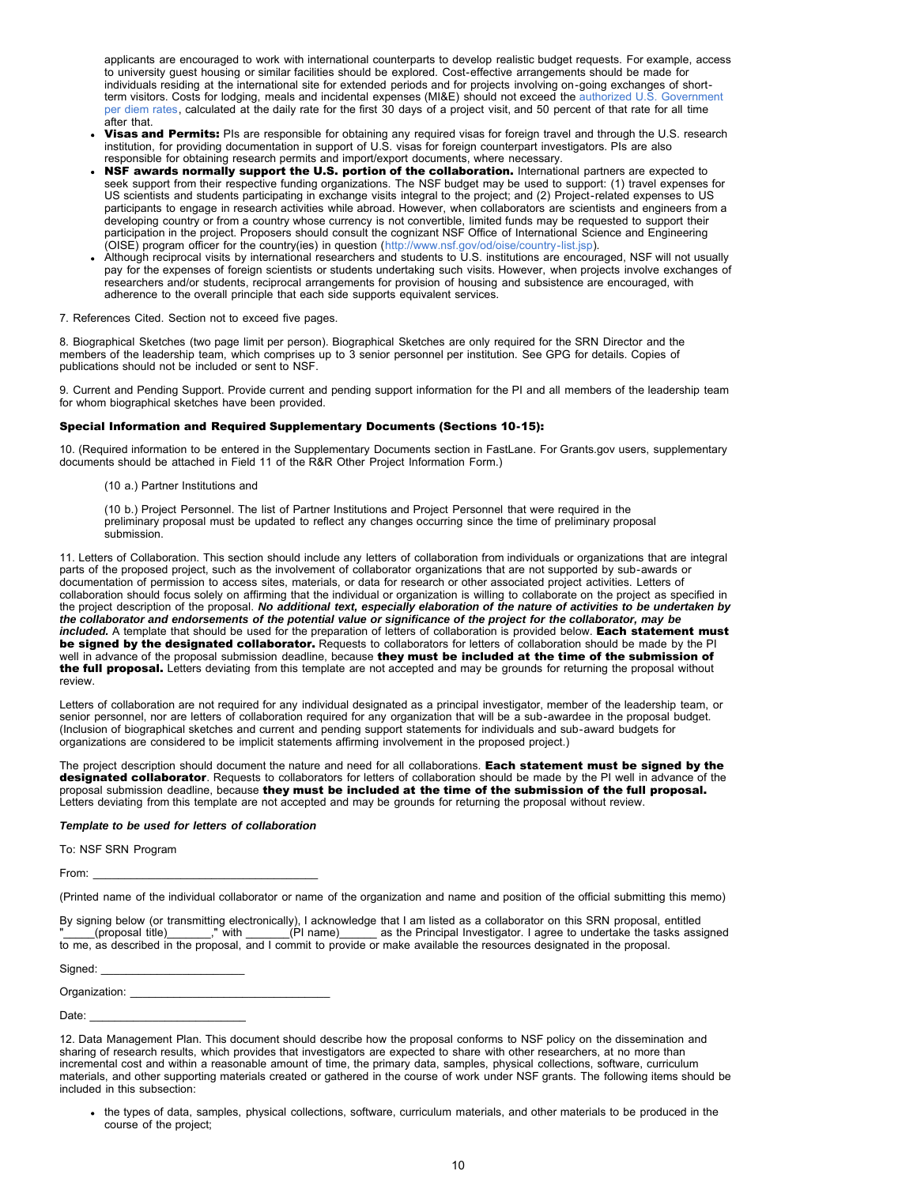applicants are encouraged to work with international counterparts to develop realistic budget requests. For example, access to university guest housing or similar facilities should be explored. Cost-effective arrangements should be made for individuals residing at the international site for extended periods and for projects involving on-going exchanges of short-term visitors. Costs for lodging, meals and incidental expenses (MI&E) should not exceed the authorized U.S. Government per diem rates, calculated at the daily rate for the first 30 days of a project visit, and 50 percent of that rate for all time after that.

- **Visas and Permits:** PIs are responsible for obtaining any required visas for foreign travel and through the U.S. research institution, for providing documentation in support of U.S. visas for foreign counterpart investigators. PIs are also responsible for obtaining research permits and import/export documents, where necessary.
- **NSF awards normally support the U.S. portion of the collaboration.** International partners are expected to seek support from their respective funding organizations. The NSF budget may be used to support: (1) travel expenses for US scientists and students participating in exchange visits integral to the project; and (2) Project-related expenses to US participants to engage in research activities while abroad. However, when collaborators are scientists and engineers from a developing country or from a country whose currency is not convertible, limited funds may be requested to support their participation in the project. Proposers should consult the cognizant NSF Office of International Science and Engineering (OISE) program officer for the country(ies) in question (http://www.nsf.gov/od/oise/country-list.jsp).
- Although reciprocal visits by international researchers and students to U.S. institutions are encouraged, NSF will not usually pay for the expenses of foreign scientists or students undertaking such visits. However, when projects involve exchanges of researchers and/or students, reciprocal arrangements for provision of housing and subsistence are encouraged, with adherence to the overall principle that each side supports equivalent services.

7. References Cited. Section not to exceed five pages.

8. Biographical Sketches (two page limit per person). Biographical Sketches are only required for the SRN Director and the members of the leadership team, which comprises up to 3 senior personnel per institution. See GPG for details. Copies of publications should not be included or sent to NSF.

9. Current and Pending Support. Provide current and pending support information for the PI and all members of the leadership team for whom biographical sketches have been provided.

**Special Information and Required Supplementary Documents (Sections 10-15):**

10. (Required information to be entered in the Supplementary Documents section in FastLane. For Grants.gov users, supplementary documents should be attached in Field 11 of the R&R Other Project Information Form.)

(10 a.) Partner Institutions and

(10 b.) Project Personnel. The list of Partner Institutions and Project Personnel that were required in the preliminary proposal must be updated to reflect any changes occurring since the time of preliminary proposal submission.

11. Letters of Collaboration. This section should include any letters of collaboration from individuals or organizations that are integral parts of the proposed project, such as the involvement of collaborator organizations that are not supported by sub-awards or documentation of permission to access sites, materials, or data for research or other associated project activities. Letters of collaboration should focus solely on affirming that the individual or organization is willing to collaborate on the project as specified in the project description of the proposal. ***No additional text, especially elaboration of the nature of activities to be undertaken by the collaborator and endorsements of the potential value or significance of the project for the collaborator, may be included.*** A template that should be used for the preparation of letters of collaboration is provided below. **Each statement must be signed by the designated collaborator.** Requests to collaborators for letters of collaboration should be made by the PI well in advance of the proposal submission deadline, because **they must be included at the time of the submission of the full proposal.** Letters deviating from this template are not accepted and may be grounds for returning the proposal without review.

Letters of collaboration are not required for any individual designated as a principal investigator, member of the leadership team, or senior personnel, nor are letters of collaboration required for any organization that will be a sub-awardee in the proposal budget. (Inclusion of biographical sketches and current and pending support statements for individuals and sub-award budgets for organizations are considered to be implicit statements affirming involvement in the proposed project.)

The project description should document the nature and need for all collaborations. **Each statement must be signed by the designated collaborator**. Requests to collaborators for letters of collaboration should be made by the PI well in advance of the proposal submission deadline, because **they must be included at the time of the submission of the full proposal.** Letters deviating from this template are not accepted and may be grounds for returning the proposal without review.

***Template to be used for letters of collaboration***

To: NSF SRN Program

From: ___________________________________

(Printed name of the individual collaborator or name of the organization and name and position of the official submitting this memo)

By signing below (or transmitting electronically), I acknowledge that I am listed as a collaborator on this SRN proposal, entitled "_____(proposal title)_______," with _______(PI name)______ as the Principal Investigator. I agree to undertake the tasks assigned to me, as described in the proposal, and I commit to provide or make available the resources designated in the proposal.

Signed: ______________________

Organization: ______________________________

Date: ________________________

12. Data Management Plan. This document should describe how the proposal conforms to NSF policy on the dissemination and sharing of research results, which provides that investigators are expected to share with other researchers, at no more than incremental cost and within a reasonable amount of time, the primary data, samples, physical collections, software, curriculum materials, and other supporting materials created or gathered in the course of work under NSF grants. The following items should be included in this subsection:

- the types of data, samples, physical collections, software, curriculum materials, and other materials to be produced in the course of the project;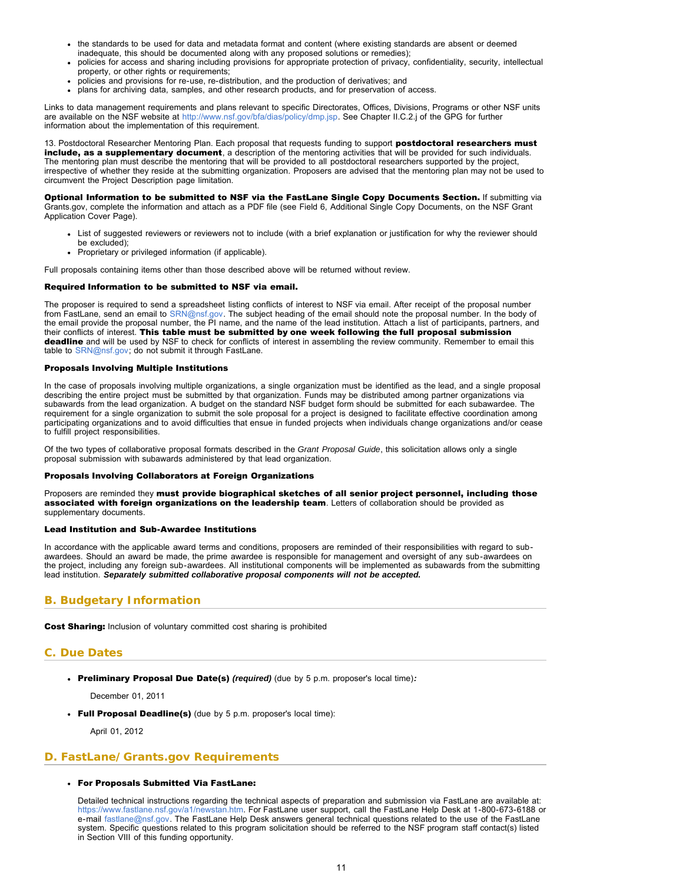- the standards to be used for data and metadata format and content (where existing standards are absent or deemed inadequate, this should be documented along with any proposed solutions or remedies);
- policies for access and sharing including provisions for appropriate protection of privacy, confidentiality, security, intellectual property, or other rights or requirements;
- policies and provisions for re-use, re-distribution, and the production of derivatives; and
- plans for archiving data, samples, and other research products, and for preservation of access.

Links to data management requirements and plans relevant to specific Directorates, Offices, Divisions, Programs or other NSF units are available on the NSF website at http://www.nsf.gov/bfa/dias/policy/dmp.jsp. See Chapter II.C.2.j of the GPG for further information about the implementation of this requirement.

13. Postdoctoral Researcher Mentoring Plan. Each proposal that requests funding to support **postdoctoral researchers must include, as a supplementary document**, a description of the mentoring activities that will be provided for such individuals. The mentoring plan must describe the mentoring that will be provided to all postdoctoral researchers supported by the project, irrespective of whether they reside at the submitting organization. Proposers are advised that the mentoring plan may not be used to circumvent the Project Description page limitation.

**Optional Information to be submitted to NSF via the FastLane Single Copy Documents Section.** If submitting via Grants.gov, complete the information and attach as a PDF file (see Field 6, Additional Single Copy Documents, on the NSF Grant Application Cover Page).

- List of suggested reviewers or reviewers not to include (with a brief explanation or justification for why the reviewer should be excluded);
- Proprietary or privileged information (if applicable).

Full proposals containing items other than those described above will be returned without review.

**Required Information to be submitted to NSF via email.**

The proposer is required to send a spreadsheet listing conflicts of interest to NSF via email. After receipt of the proposal number from FastLane, send an email to SRN@nsf.gov. The subject heading of the email should note the proposal number. In the body of the email provide the proposal number, the PI name, and the name of the lead institution. Attach a list of participants, partners, and their conflicts of interest. **This table must be submitted by one week following the full proposal submission deadline** and will be used by NSF to check for conflicts of interest in assembling the review community. Remember to email this table to SRN@nsf.gov; do not submit it through FastLane.

**Proposals Involving Multiple Institutions**

In the case of proposals involving multiple organizations, a single organization must be identified as the lead, and a single proposal describing the entire project must be submitted by that organization. Funds may be distributed among partner organizations via subawards from the lead organization. A budget on the standard NSF budget form should be submitted for each subawardee. The requirement for a single organization to submit the sole proposal for a project is designed to facilitate effective coordination among participating organizations and to avoid difficulties that ensue in funded projects when individuals change organizations and/or cease to fulfill project responsibilities.

Of the two types of collaborative proposal formats described in the *Grant Proposal Guide*, this solicitation allows only a single proposal submission with subawards administered by that lead organization.

**Proposals Involving Collaborators at Foreign Organizations**

Proposers are reminded they **must provide biographical sketches of all senior project personnel, including those associated with foreign organizations on the leadership team**. Letters of collaboration should be provided as supplementary documents.

**Lead Institution and Sub-Awardee Institutions**

In accordance with the applicable award terms and conditions, proposers are reminded of their responsibilities with regard to sub-awardees. Should an award be made, the prime awardee is responsible for management and oversight of any sub-awardees on the project, including any foreign sub-awardees. All institutional components will be implemented as subawards from the submitting lead institution. ***Separately submitted collaborative proposal components will not be accepted.***

## B. Budgetary Information

**Cost Sharing:** Inclusion of voluntary committed cost sharing is prohibited

## C. Due Dates

- **Preliminary Proposal Due Date(s)** ***(required)*** (due by 5 p.m. proposer's local time)***:***

  December 01, 2011

- **Full Proposal Deadline(s)** (due by 5 p.m. proposer's local time):

  April 01, 2012

## D. FastLane/Grants.gov Requirements

- **For Proposals Submitted Via FastLane:**

  Detailed technical instructions regarding the technical aspects of preparation and submission via FastLane are available at: https://www.fastlane.nsf.gov/a1/newstan.htm. For FastLane user support, call the FastLane Help Desk at 1-800-673-6188 or e-mail fastlane@nsf.gov. The FastLane Help Desk answers general technical questions related to the use of the FastLane system. Specific questions related to this program solicitation should be referred to the NSF program staff contact(s) listed in Section VIII of this funding opportunity.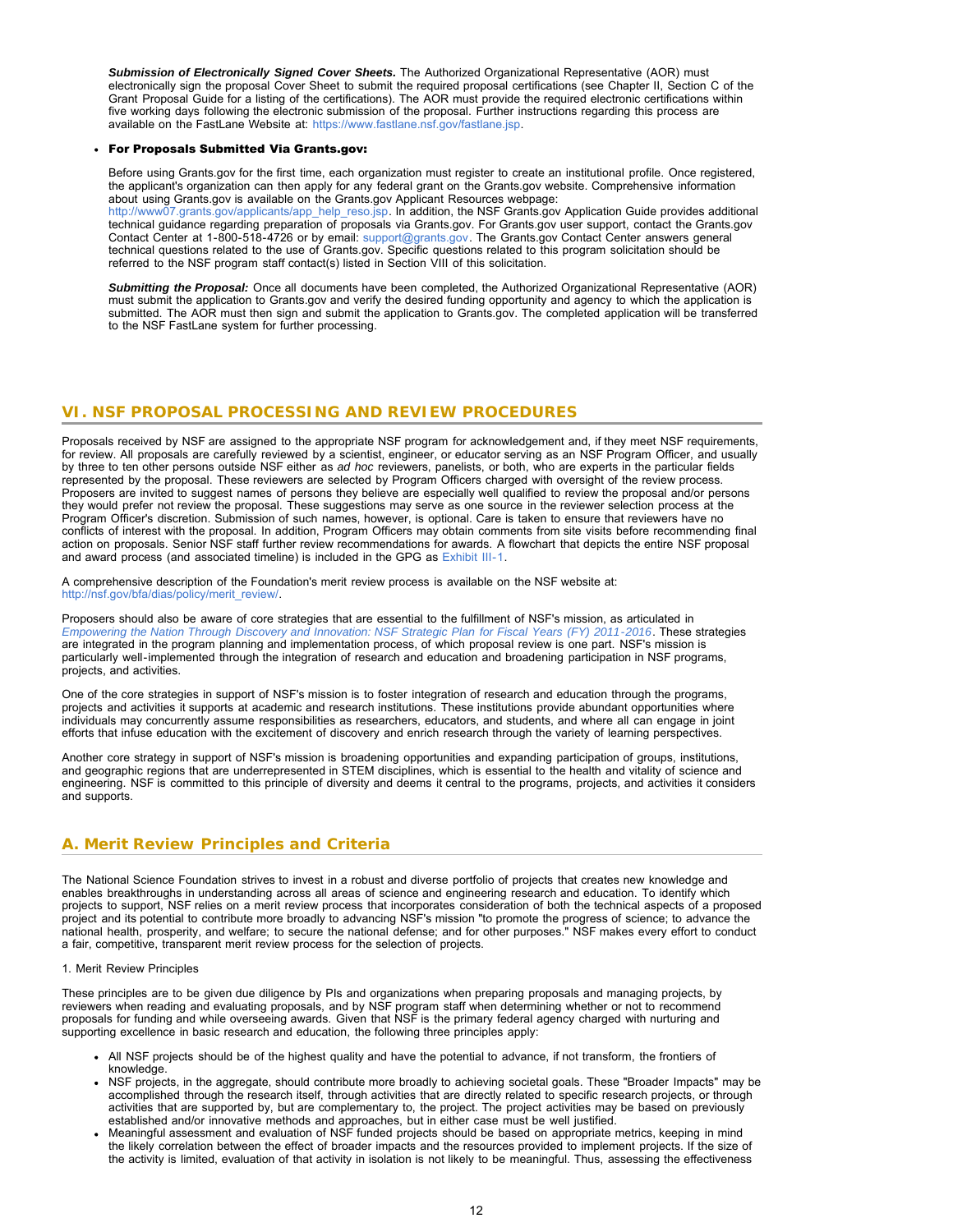***Submission of Electronically Signed Cover Sheets.*** The Authorized Organizational Representative (AOR) must electronically sign the proposal Cover Sheet to submit the required proposal certifications (see Chapter II, Section C of the Grant Proposal Guide for a listing of the certifications). The AOR must provide the required electronic certifications within five working days following the electronic submission of the proposal. Further instructions regarding this process are available on the FastLane Website at: https://www.fastlane.nsf.gov/fastlane.jsp.

- **For Proposals Submitted Via Grants.gov:**

  Before using Grants.gov for the first time, each organization must register to create an institutional profile. Once registered, the applicant's organization can then apply for any federal grant on the Grants.gov website. Comprehensive information about using Grants.gov is available on the Grants.gov Applicant Resources webpage: http://www07.grants.gov/applicants/app_help_reso.jsp. In addition, the NSF Grants.gov Application Guide provides additional technical guidance regarding preparation of proposals via Grants.gov. For Grants.gov user support, contact the Grants.gov Contact Center at 1-800-518-4726 or by email: support@grants.gov. The Grants.gov Contact Center answers general technical questions related to the use of Grants.gov. Specific questions related to this program solicitation should be referred to the NSF program staff contact(s) listed in Section VIII of this solicitation.

  ***Submitting the Proposal:*** Once all documents have been completed, the Authorized Organizational Representative (AOR) must submit the application to Grants.gov and verify the desired funding opportunity and agency to which the application is submitted. The AOR must then sign and submit the application to Grants.gov. The completed application will be transferred to the NSF FastLane system for further processing.

## VI. NSF PROPOSAL PROCESSING AND REVIEW PROCEDURES

Proposals received by NSF are assigned to the appropriate NSF program for acknowledgement and, if they meet NSF requirements, for review. All proposals are carefully reviewed by a scientist, engineer, or educator serving as an NSF Program Officer, and usually by three to ten other persons outside NSF either as *ad hoc* reviewers, panelists, or both, who are experts in the particular fields represented by the proposal. These reviewers are selected by Program Officers charged with oversight of the review process. Proposers are invited to suggest names of persons they believe are especially well qualified to review the proposal and/or persons they would prefer not review the proposal. These suggestions may serve as one source in the reviewer selection process at the Program Officer's discretion. Submission of such names, however, is optional. Care is taken to ensure that reviewers have no conflicts of interest with the proposal. In addition, Program Officers may obtain comments from site visits before recommending final action on proposals. Senior NSF staff further review recommendations for awards. A flowchart that depicts the entire NSF proposal and award process (and associated timeline) is included in the GPG as Exhibit III-1.

A comprehensive description of the Foundation's merit review process is available on the NSF website at: http://nsf.gov/bfa/dias/policy/merit_review/.

Proposers should also be aware of core strategies that are essential to the fulfillment of NSF's mission, as articulated in *Empowering the Nation Through Discovery and Innovation: NSF Strategic Plan for Fiscal Years (FY) 2011-2016*. These strategies are integrated in the program planning and implementation process, of which proposal review is one part. NSF's mission is particularly well-implemented through the integration of research and education and broadening participation in NSF programs, projects, and activities.

One of the core strategies in support of NSF's mission is to foster integration of research and education through the programs, projects and activities it supports at academic and research institutions. These institutions provide abundant opportunities where individuals may concurrently assume responsibilities as researchers, educators, and students, and where all can engage in joint efforts that infuse education with the excitement of discovery and enrich research through the variety of learning perspectives.

Another core strategy in support of NSF's mission is broadening opportunities and expanding participation of groups, institutions, and geographic regions that are underrepresented in STEM disciplines, which is essential to the health and vitality of science and engineering. NSF is committed to this principle of diversity and deems it central to the programs, projects, and activities it considers and supports.

### A. Merit Review Principles and Criteria

The National Science Foundation strives to invest in a robust and diverse portfolio of projects that creates new knowledge and enables breakthroughs in understanding across all areas of science and engineering research and education. To identify which projects to support, NSF relies on a merit review process that incorporates consideration of both the technical aspects of a proposed project and its potential to contribute more broadly to advancing NSF's mission "to promote the progress of science; to advance the national health, prosperity, and welfare; to secure the national defense; and for other purposes." NSF makes every effort to conduct a fair, competitive, transparent merit review process for the selection of projects.

1. Merit Review Principles

These principles are to be given due diligence by PIs and organizations when preparing proposals and managing projects, by reviewers when reading and evaluating proposals, and by NSF program staff when determining whether or not to recommend proposals for funding and while overseeing awards. Given that NSF is the primary federal agency charged with nurturing and supporting excellence in basic research and education, the following three principles apply:

- All NSF projects should be of the highest quality and have the potential to advance, if not transform, the frontiers of knowledge.
- NSF projects, in the aggregate, should contribute more broadly to achieving societal goals. These "Broader Impacts" may be accomplished through the research itself, through activities that are directly related to specific research projects, or through activities that are supported by, but are complementary to, the project. The project activities may be based on previously established and/or innovative methods and approaches, but in either case must be well justified.
- Meaningful assessment and evaluation of NSF funded projects should be based on appropriate metrics, keeping in mind the likely correlation between the effect of broader impacts and the resources provided to implement projects. If the size of the activity is limited, evaluation of that activity in isolation is not likely to be meaningful. Thus, assessing the effectiveness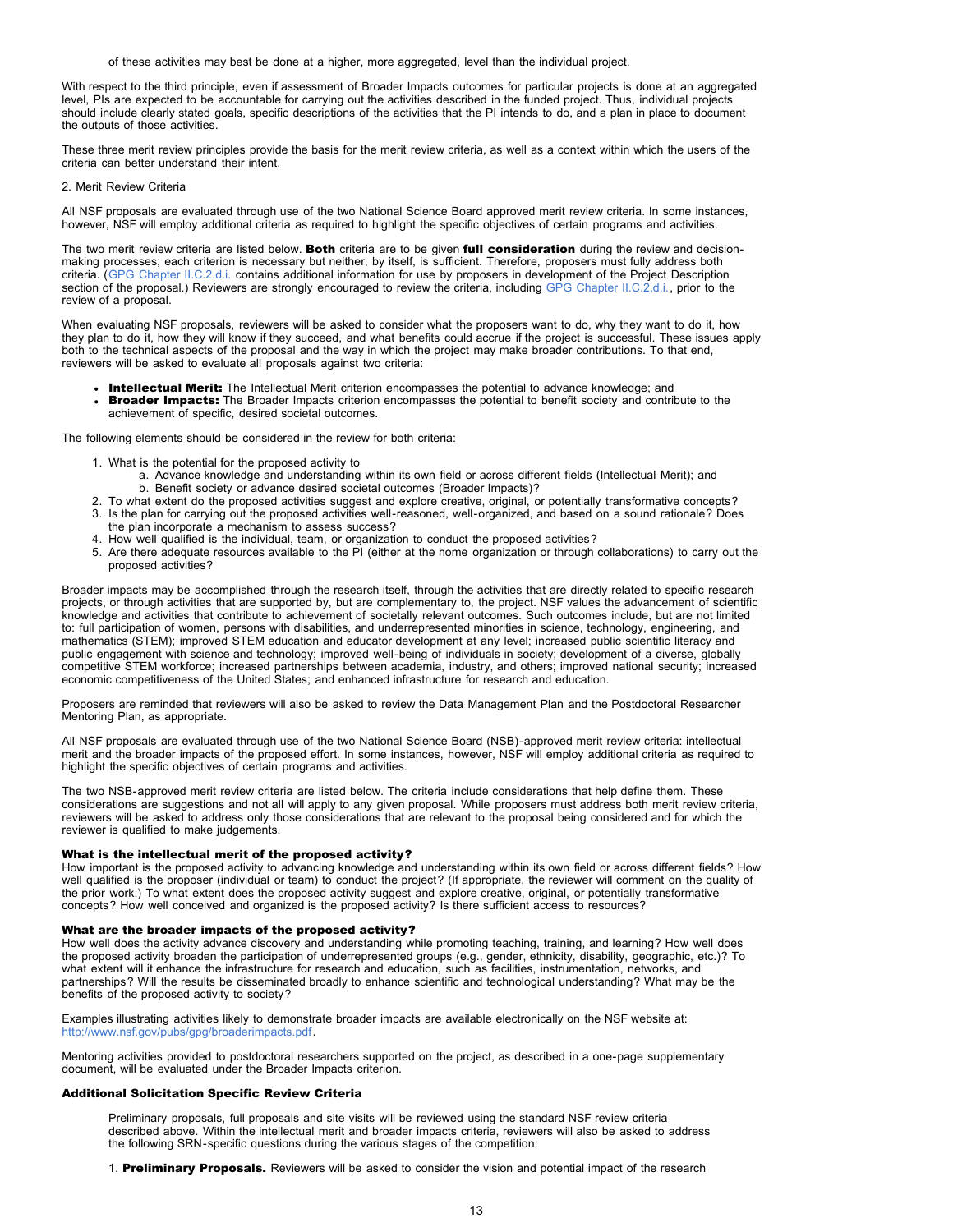of these activities may best be done at a higher, more aggregated, level than the individual project.

With respect to the third principle, even if assessment of Broader Impacts outcomes for particular projects is done at an aggregated level, PIs are expected to be accountable for carrying out the activities described in the funded project. Thus, individual projects should include clearly stated goals, specific descriptions of the activities that the PI intends to do, and a plan in place to document the outputs of those activities.

These three merit review principles provide the basis for the merit review criteria, as well as a context within which the users of the criteria can better understand their intent.

2. Merit Review Criteria

All NSF proposals are evaluated through use of the two National Science Board approved merit review criteria. In some instances, however, NSF will employ additional criteria as required to highlight the specific objectives of certain programs and activities.

The two merit review criteria are listed below. **Both** criteria are to be given **full consideration** during the review and decision-making processes; each criterion is necessary but neither, by itself, is sufficient. Therefore, proposers must fully address both criteria. (GPG Chapter II.C.2.d.i. contains additional information for use by proposers in development of the Project Description section of the proposal.) Reviewers are strongly encouraged to review the criteria, including GPG Chapter II.C.2.d.i., prior to the review of a proposal.

When evaluating NSF proposals, reviewers will be asked to consider what the proposers want to do, why they want to do it, how they plan to do it, how they will know if they succeed, and what benefits could accrue if the project is successful. These issues apply both to the technical aspects of the proposal and the way in which the project may make broader contributions. To that end, reviewers will be asked to evaluate all proposals against two criteria:

- **Intellectual Merit:** The Intellectual Merit criterion encompasses the potential to advance knowledge; and
- **Broader Impacts:** The Broader Impacts criterion encompasses the potential to benefit society and contribute to the achievement of specific, desired societal outcomes.

The following elements should be considered in the review for both criteria:

1. What is the potential for the proposed activity to
   a. Advance knowledge and understanding within its own field or across different fields (Intellectual Merit); and
   b. Benefit society or advance desired societal outcomes (Broader Impacts)?
2. To what extent do the proposed activities suggest and explore creative, original, or potentially transformative concepts?
3. Is the plan for carrying out the proposed activities well-reasoned, well-organized, and based on a sound rationale? Does the plan incorporate a mechanism to assess success?
4. How well qualified is the individual, team, or organization to conduct the proposed activities?
5. Are there adequate resources available to the PI (either at the home organization or through collaborations) to carry out the proposed activities?

Broader impacts may be accomplished through the research itself, through the activities that are directly related to specific research projects, or through activities that are supported by, but are complementary to, the project. NSF values the advancement of scientific knowledge and activities that contribute to achievement of societally relevant outcomes. Such outcomes include, but are not limited to: full participation of women, persons with disabilities, and underrepresented minorities in science, technology, engineering, and mathematics (STEM); improved STEM education and educator development at any level; increased public scientific literacy and public engagement with science and technology; improved well-being of individuals in society; development of a diverse, globally competitive STEM workforce; increased partnerships between academia, industry, and others; improved national security; increased economic competitiveness of the United States; and enhanced infrastructure for research and education.

Proposers are reminded that reviewers will also be asked to review the Data Management Plan and the Postdoctoral Researcher Mentoring Plan, as appropriate.

All NSF proposals are evaluated through use of the two National Science Board (NSB)-approved merit review criteria: intellectual merit and the broader impacts of the proposed effort. In some instances, however, NSF will employ additional criteria as required to highlight the specific objectives of certain programs and activities.

The two NSB-approved merit review criteria are listed below. The criteria include considerations that help define them. These considerations are suggestions and not all will apply to any given proposal. While proposers must address both merit review criteria, reviewers will be asked to address only those considerations that are relevant to the proposal being considered and for which the reviewer is qualified to make judgements.

**What is the intellectual merit of the proposed activity?**
How important is the proposed activity to advancing knowledge and understanding within its own field or across different fields? How well qualified is the proposer (individual or team) to conduct the project? (If appropriate, the reviewer will comment on the quality of the prior work.) To what extent does the proposed activity suggest and explore creative, original, or potentially transformative concepts? How well conceived and organized is the proposed activity? Is there sufficient access to resources?

**What are the broader impacts of the proposed activity?**
How well does the activity advance discovery and understanding while promoting teaching, training, and learning? How well does the proposed activity broaden the participation of underrepresented groups (e.g., gender, ethnicity, disability, geographic, etc.)? To what extent will it enhance the infrastructure for research and education, such as facilities, instrumentation, networks, and partnerships? Will the results be disseminated broadly to enhance scientific and technological understanding? What may be the benefits of the proposed activity to society?

Examples illustrating activities likely to demonstrate broader impacts are available electronically on the NSF website at: http://www.nsf.gov/pubs/gpg/broaderimpacts.pdf.

Mentoring activities provided to postdoctoral researchers supported on the project, as described in a one-page supplementary document, will be evaluated under the Broader Impacts criterion.

**Additional Solicitation Specific Review Criteria**

Preliminary proposals, full proposals and site visits will be reviewed using the standard NSF review criteria described above. Within the intellectual merit and broader impacts criteria, reviewers will also be asked to address the following SRN-specific questions during the various stages of the competition:

1. **Preliminary Proposals.** Reviewers will be asked to consider the vision and potential impact of the research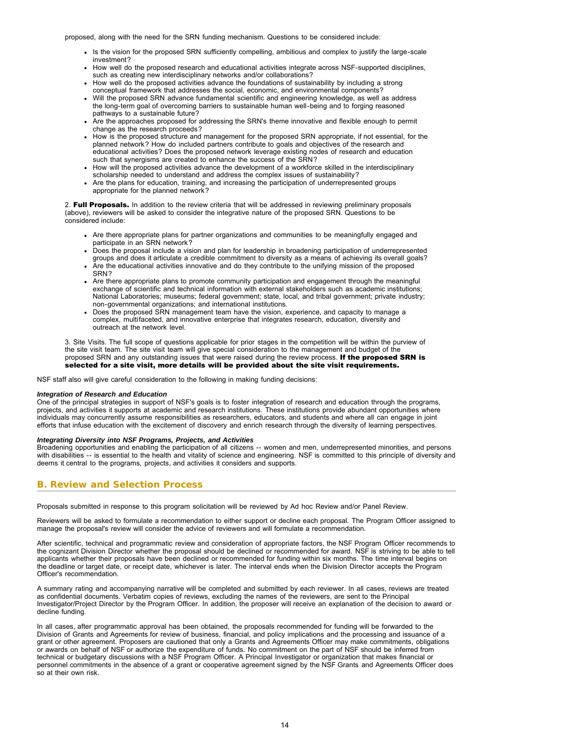proposed, along with the need for the SRN funding mechanism. Questions to be considered include:

- Is the vision for the proposed SRN sufficiently compelling, ambitious and complex to justify the large-scale investment?
- How well do the proposed research and educational activities integrate across NSF-supported disciplines, such as creating new interdisciplinary networks and/or collaborations?
- How well do the proposed activities advance the foundations of sustainability by including a strong conceptual framework that addresses the social, economic, and environmental components?
- Will the proposed SRN advance fundamental scientific and engineering knowledge, as well as address the long-term goal of overcoming barriers to sustainable human well-being and to forging reasoned pathways to a sustainable future?
- Are the approaches proposed for addressing the SRN's theme innovative and flexible enough to permit change as the research proceeds?
- How is the proposed structure and management for the proposed SRN appropriate, if not essential, for the planned network? How do included partners contribute to goals and objectives of the research and educational activities? Does the proposed network leverage existing nodes of research and education such that synergisms are created to enhance the success of the SRN?
- How will the proposed activities advance the development of a workforce skilled in the interdisciplinary scholarship needed to understand and address the complex issues of sustainability?
- Are the plans for education, training, and increasing the participation of underrepresented groups appropriate for the planned network?

2. **Full Proposals.** In addition to the review criteria that will be addressed in reviewing preliminary proposals (above), reviewers will be asked to consider the integrative nature of the proposed SRN. Questions to be considered include:

- Are there appropriate plans for partner organizations and communities to be meaningfully engaged and participate in an SRN network?
- Does the proposal include a vision and plan for leadership in broadening participation of underrepresented groups and does it articulate a credible commitment to diversity as a means of achieving its overall goals?
- Are the educational activities innovative and do they contribute to the unifying mission of the proposed SRN?
- Are there appropriate plans to promote community participation and engagement through the meaningful exchange of scientific and technical information with external stakeholders such as academic institutions; National Laboratories; museums; federal government; state, local, and tribal government; private industry; non-governmental organizations; and international institutions.
- Does the proposed SRN management team have the vision, experience, and capacity to manage a complex, multifaceted, and innovative enterprise that integrates research, education, diversity and outreach at the network level.

3. Site Visits. The full scope of questions applicable for prior stages in the competition will be within the purview of the site visit team. The site visit team will give special consideration to the management and budget of the proposed SRN and any outstanding issues that were raised during the review process. **If the proposed SRN is selected for a site visit, more details will be provided about the site visit requirements.**

NSF staff also will give careful consideration to the following in making funding decisions:

***Integration of Research and Education***
One of the principal strategies in support of NSF's goals is to foster integration of research and education through the programs, projects, and activities it supports at academic and research institutions. These institutions provide abundant opportunities where individuals may concurrently assume responsibilities as researchers, educators, and students and where all can engage in joint efforts that infuse education with the excitement of discovery and enrich research through the diversity of learning perspectives.

***Integrating Diversity into NSF Programs, Projects, and Activities***
Broadening opportunities and enabling the participation of all citizens -- women and men, underrepresented minorities, and persons with disabilities -- is essential to the health and vitality of science and engineering. NSF is committed to this principle of diversity and deems it central to the programs, projects, and activities it considers and supports.

## B. Review and Selection Process

Proposals submitted in response to this program solicitation will be reviewed by Ad hoc Review and/or Panel Review.

Reviewers will be asked to formulate a recommendation to either support or decline each proposal. The Program Officer assigned to manage the proposal's review will consider the advice of reviewers and will formulate a recommendation.

After scientific, technical and programmatic review and consideration of appropriate factors, the NSF Program Officer recommends to the cognizant Division Director whether the proposal should be declined or recommended for award. NSF is striving to be able to tell applicants whether their proposals have been declined or recommended for funding within six months. The time interval begins on the deadline or target date, or receipt date, whichever is later. The interval ends when the Division Director accepts the Program Officer's recommendation.

A summary rating and accompanying narrative will be completed and submitted by each reviewer. In all cases, reviews are treated as confidential documents. Verbatim copies of reviews, excluding the names of the reviewers, are sent to the Principal Investigator/Project Director by the Program Officer. In addition, the proposer will receive an explanation of the decision to award or decline funding.

In all cases, after programmatic approval has been obtained, the proposals recommended for funding will be forwarded to the Division of Grants and Agreements for review of business, financial, and policy implications and the processing and issuance of a grant or other agreement. Proposers are cautioned that only a Grants and Agreements Officer may make commitments, obligations or awards on behalf of NSF or authorize the expenditure of funds. No commitment on the part of NSF should be inferred from technical or budgetary discussions with a NSF Program Officer. A Principal Investigator or organization that makes financial or personnel commitments in the absence of a grant or cooperative agreement signed by the NSF Grants and Agreements Officer does so at their own risk.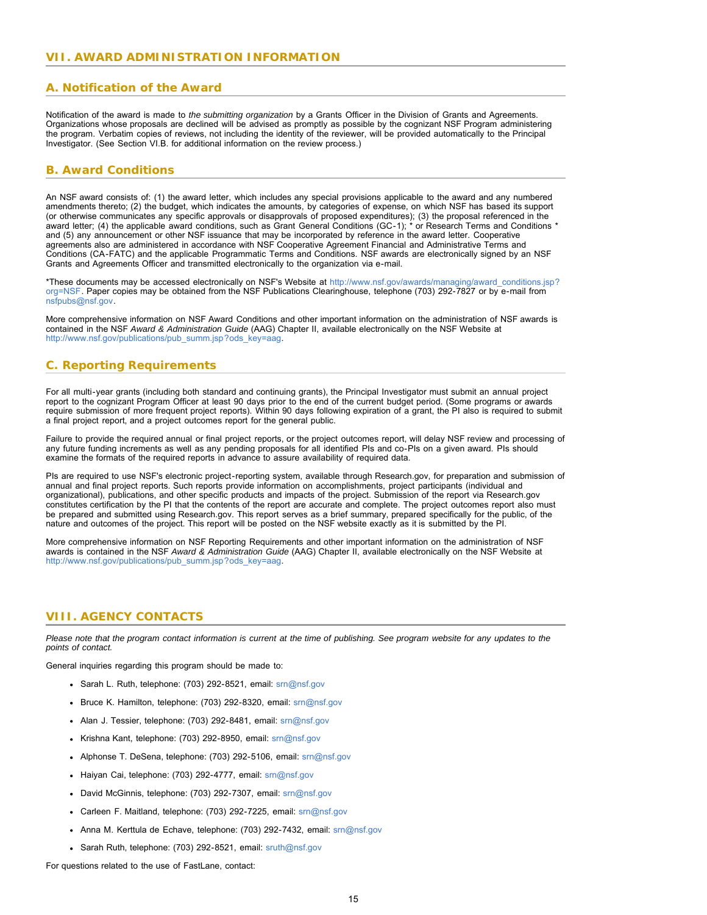## VII. AWARD ADMINISTRATION INFORMATION

### A. Notification of the Award

Notification of the award is made to *the submitting organization* by a Grants Officer in the Division of Grants and Agreements. Organizations whose proposals are declined will be advised as promptly as possible by the cognizant NSF Program administering the program. Verbatim copies of reviews, not including the identity of the reviewer, will be provided automatically to the Principal Investigator. (See Section VI.B. for additional information on the review process.)

### B. Award Conditions

An NSF award consists of: (1) the award letter, which includes any special provisions applicable to the award and any numbered amendments thereto; (2) the budget, which indicates the amounts, by categories of expense, on which NSF has based its support (or otherwise communicates any specific approvals or disapprovals of proposed expenditures); (3) the proposal referenced in the award letter; (4) the applicable award conditions, such as Grant General Conditions (GC-1); * or Research Terms and Conditions * and (5) any announcement or other NSF issuance that may be incorporated by reference in the award letter. Cooperative agreements also are administered in accordance with NSF Cooperative Agreement Financial and Administrative Terms and Conditions (CA-FATC) and the applicable Programmatic Terms and Conditions. NSF awards are electronically signed by an NSF Grants and Agreements Officer and transmitted electronically to the organization via e-mail.

*These documents may be accessed electronically on NSF's Website at http://www.nsf.gov/awards/managing/award_conditions.jsp?org=NSF. Paper copies may be obtained from the NSF Publications Clearinghouse, telephone (703) 292-7827 or by e-mail from nsfpubs@nsf.gov.

More comprehensive information on NSF Award Conditions and other important information on the administration of NSF awards is contained in the NSF *Award & Administration Guide* (AAG) Chapter II, available electronically on the NSF Website at http://www.nsf.gov/publications/pub_summ.jsp?ods_key=aag.

### C. Reporting Requirements

For all multi-year grants (including both standard and continuing grants), the Principal Investigator must submit an annual project report to the cognizant Program Officer at least 90 days prior to the end of the current budget period. (Some programs or awards require submission of more frequent project reports). Within 90 days following expiration of a grant, the PI also is required to submit a final project report, and a project outcomes report for the general public.

Failure to provide the required annual or final project reports, or the project outcomes report, will delay NSF review and processing of any future funding increments as well as any pending proposals for all identified PIs and co-PIs on a given award. PIs should examine the formats of the required reports in advance to assure availability of required data.

PIs are required to use NSF's electronic project-reporting system, available through Research.gov, for preparation and submission of annual and final project reports. Such reports provide information on accomplishments, project participants (individual and organizational), publications, and other specific products and impacts of the project. Submission of the report via Research.gov constitutes certification by the PI that the contents of the report are accurate and complete. The project outcomes report also must be prepared and submitted using Research.gov. This report serves as a brief summary, prepared specifically for the public, of the nature and outcomes of the project. This report will be posted on the NSF website exactly as it is submitted by the PI.

More comprehensive information on NSF Reporting Requirements and other important information on the administration of NSF awards is contained in the NSF *Award & Administration Guide* (AAG) Chapter II, available electronically on the NSF Website at http://www.nsf.gov/publications/pub_summ.jsp?ods_key=aag.

## VIII. AGENCY CONTACTS

*Please note that the program contact information is current at the time of publishing. See program website for any updates to the points of contact.*

General inquiries regarding this program should be made to:

- Sarah L. Ruth, telephone: (703) 292-8521, email: srn@nsf.gov
- Bruce K. Hamilton, telephone: (703) 292-8320, email: srn@nsf.gov
- Alan J. Tessier, telephone: (703) 292-8481, email: srn@nsf.gov
- Krishna Kant, telephone: (703) 292-8950, email: srn@nsf.gov
- Alphonse T. DeSena, telephone: (703) 292-5106, email: srn@nsf.gov
- Haiyan Cai, telephone: (703) 292-4777, email: srn@nsf.gov
- David McGinnis, telephone: (703) 292-7307, email: srn@nsf.gov
- Carleen F. Maitland, telephone: (703) 292-7225, email: srn@nsf.gov
- Anna M. Kerttula de Echave, telephone: (703) 292-7432, email: srn@nsf.gov
- Sarah Ruth, telephone: (703) 292-8521, email: sruth@nsf.gov

For questions related to the use of FastLane, contact: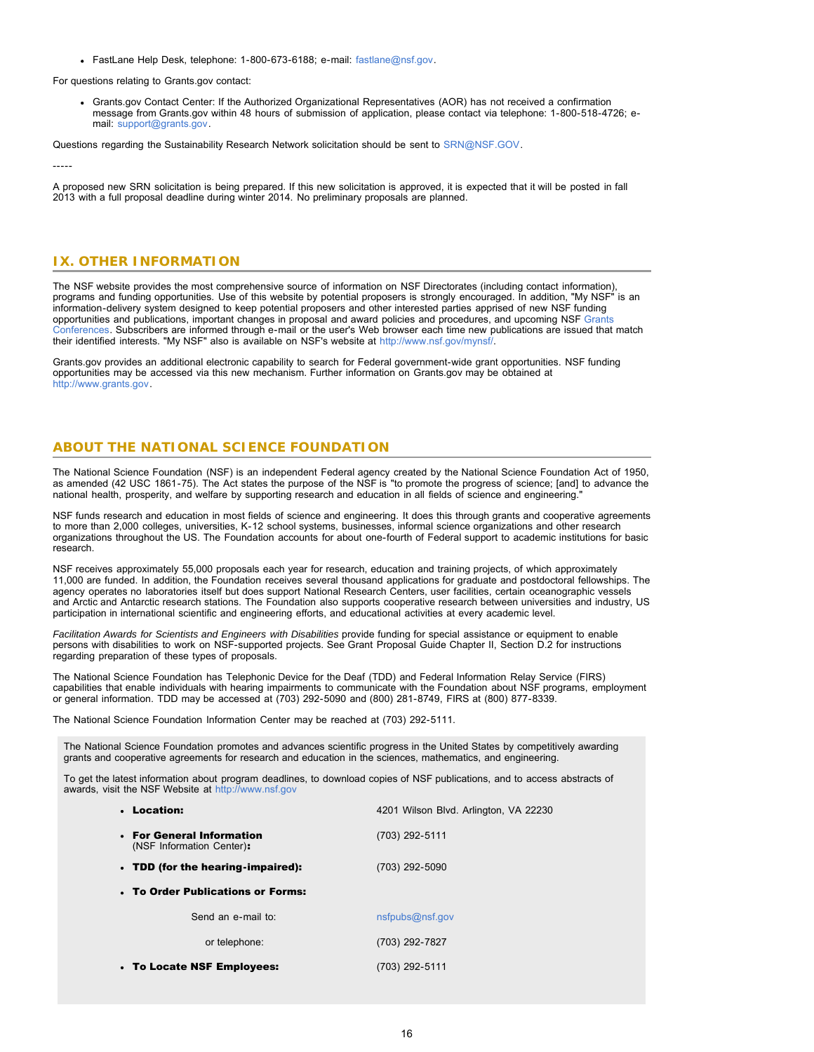- FastLane Help Desk, telephone: 1-800-673-6188; e-mail: fastlane@nsf.gov.

For questions relating to Grants.gov contact:

- Grants.gov Contact Center: If the Authorized Organizational Representatives (AOR) has not received a confirmation message from Grants.gov within 48 hours of submission of application, please contact via telephone: 1-800-518-4726; e-mail: support@grants.gov.

Questions regarding the Sustainability Research Network solicitation should be sent to SRN@NSF.GOV.

-----

A proposed new SRN solicitation is being prepared. If this new solicitation is approved, it is expected that it will be posted in fall 2013 with a full proposal deadline during winter 2014. No preliminary proposals are planned.

## IX. OTHER INFORMATION

The NSF website provides the most comprehensive source of information on NSF Directorates (including contact information), programs and funding opportunities. Use of this website by potential proposers is strongly encouraged. In addition, "My NSF" is an information-delivery system designed to keep potential proposers and other interested parties apprised of new NSF funding opportunities and publications, important changes in proposal and award policies and procedures, and upcoming NSF Grants Conferences. Subscribers are informed through e-mail or the user's Web browser each time new publications are issued that match their identified interests. "My NSF" also is available on NSF's website at http://www.nsf.gov/mynsf/.

Grants.gov provides an additional electronic capability to search for Federal government-wide grant opportunities. NSF funding opportunities may be accessed via this new mechanism. Further information on Grants.gov may be obtained at http://www.grants.gov.

## ABOUT THE NATIONAL SCIENCE FOUNDATION

The National Science Foundation (NSF) is an independent Federal agency created by the National Science Foundation Act of 1950, as amended (42 USC 1861-75). The Act states the purpose of the NSF is "to promote the progress of science; [and] to advance the national health, prosperity, and welfare by supporting research and education in all fields of science and engineering."

NSF funds research and education in most fields of science and engineering. It does this through grants and cooperative agreements to more than 2,000 colleges, universities, K-12 school systems, businesses, informal science organizations and other research organizations throughout the US. The Foundation accounts for about one-fourth of Federal support to academic institutions for basic research.

NSF receives approximately 55,000 proposals each year for research, education and training projects, of which approximately 11,000 are funded. In addition, the Foundation receives several thousand applications for graduate and postdoctoral fellowships. The agency operates no laboratories itself but does support National Research Centers, user facilities, certain oceanographic vessels and Arctic and Antarctic research stations. The Foundation also supports cooperative research between universities and industry, US participation in international scientific and engineering efforts, and educational activities at every academic level.

*Facilitation Awards for Scientists and Engineers with Disabilities* provide funding for special assistance or equipment to enable persons with disabilities to work on NSF-supported projects. See Grant Proposal Guide Chapter II, Section D.2 for instructions regarding preparation of these types of proposals.

The National Science Foundation has Telephonic Device for the Deaf (TDD) and Federal Information Relay Service (FIRS) capabilities that enable individuals with hearing impairments to communicate with the Foundation about NSF programs, employment or general information. TDD may be accessed at (703) 292-5090 and (800) 281-8749, FIRS at (800) 877-8339.

The National Science Foundation Information Center may be reached at (703) 292-5111.

The National Science Foundation promotes and advances scientific progress in the United States by competitively awarding grants and cooperative agreements for research and education in the sciences, mathematics, and engineering.

To get the latest information about program deadlines, to download copies of NSF publications, and to access abstracts of awards, visit the NSF Website at http://www.nsf.gov

- **Location:** 4201 Wilson Blvd. Arlington, VA 22230
- **For General Information** (NSF Information Center)**:** (703) 292-5111
- **TDD (for the hearing-impaired):** (703) 292-5090
- **To Order Publications or Forms:**
  - Send an e-mail to: nsfpubs@nsf.gov
  - or telephone: (703) 292-7827
- **To Locate NSF Employees:** (703) 292-5111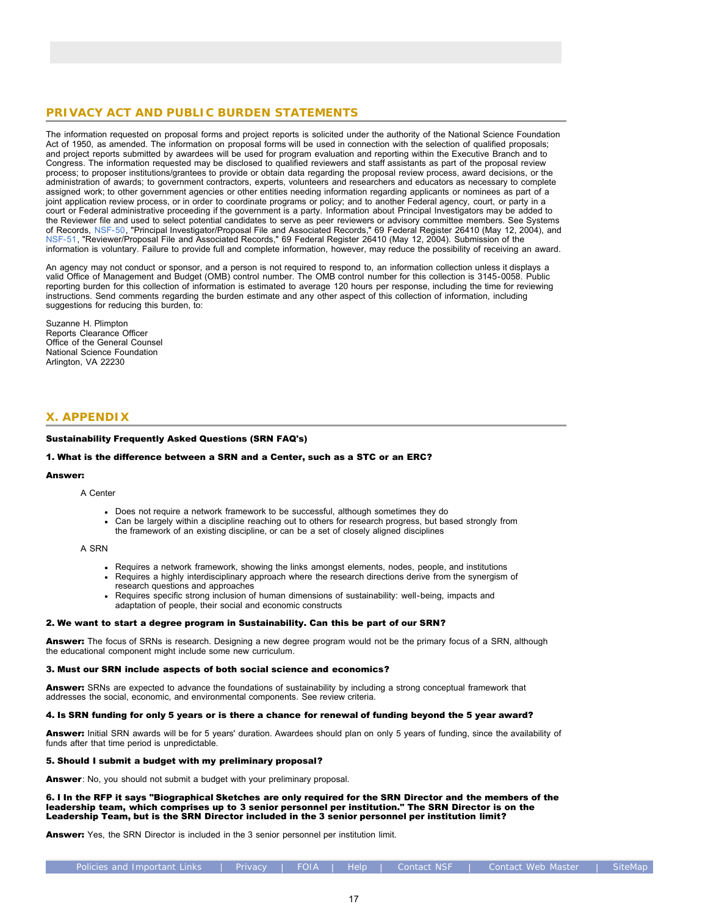## PRIVACY ACT AND PUBLIC BURDEN STATEMENTS

The information requested on proposal forms and project reports is solicited under the authority of the National Science Foundation Act of 1950, as amended. The information on proposal forms will be used in connection with the selection of qualified proposals; and project reports submitted by awardees will be used for program evaluation and reporting within the Executive Branch and to Congress. The information requested may be disclosed to qualified reviewers and staff assistants as part of the proposal review process; to proposer institutions/grantees to provide or obtain data regarding the proposal review process, award decisions, or the administration of awards; to government contractors, experts, volunteers and researchers and educators as necessary to complete assigned work; to other government agencies or other entities needing information regarding applicants or nominees as part of a joint application review process, or in order to coordinate programs or policy; and to another Federal agency, court, or party in a court or Federal administrative proceeding if the government is a party. Information about Principal Investigators may be added to the Reviewer file and used to select potential candidates to serve as peer reviewers or advisory committee members. See Systems of Records, NSF-50, "Principal Investigator/Proposal File and Associated Records," 69 Federal Register 26410 (May 12, 2004), and NSF-51, "Reviewer/Proposal File and Associated Records," 69 Federal Register 26410 (May 12, 2004). Submission of the information is voluntary. Failure to provide full and complete information, however, may reduce the possibility of receiving an award.

An agency may not conduct or sponsor, and a person is not required to respond to, an information collection unless it displays a valid Office of Management and Budget (OMB) control number. The OMB control number for this collection is 3145-0058. Public reporting burden for this collection of information is estimated to average 120 hours per response, including the time for reviewing instructions. Send comments regarding the burden estimate and any other aspect of this collection of information, including suggestions for reducing this burden, to:

Suzanne H. Plimpton
Reports Clearance Officer
Office of the General Counsel
National Science Foundation
Arlington, VA 22230

## X. APPENDIX

**Sustainability Frequently Asked Questions (SRN FAQ's)**

**1. What is the difference between a SRN and a Center, such as a STC or an ERC?**

**Answer:**

A Center

- Does not require a network framework to be successful, although sometimes they do
- Can be largely within a discipline reaching out to others for research progress, but based strongly from the framework of an existing discipline, or can be a set of closely aligned disciplines

A SRN

- Requires a network framework, showing the links amongst elements, nodes, people, and institutions
- Requires a highly interdisciplinary approach where the research directions derive from the synergism of research questions and approaches
- Requires specific strong inclusion of human dimensions of sustainability: well-being, impacts and adaptation of people, their social and economic constructs

**2. We want to start a degree program in Sustainability. Can this be part of our SRN?**

**Answer:** The focus of SRNs is research. Designing a new degree program would not be the primary focus of a SRN, although the educational component might include some new curriculum.

**3. Must our SRN include aspects of both social science and economics?**

**Answer:** SRNs are expected to advance the foundations of sustainability by including a strong conceptual framework that addresses the social, economic, and environmental components. See review criteria.

**4. Is SRN funding for only 5 years or is there a chance for renewal of funding beyond the 5 year award?**

**Answer:** Initial SRN awards will be for 5 years' duration. Awardees should plan on only 5 years of funding, since the availability of funds after that time period is unpredictable.

**5. Should I submit a budget with my preliminary proposal?**

**Answer**: No, you should not submit a budget with your preliminary proposal.

**6. I In the RFP it says "Biographical Sketches are only required for the SRN Director and the members of the leadership team, which comprises up to 3 senior personnel per institution." The SRN Director is on the Leadership Team, but is the SRN Director included in the 3 senior personnel per institution limit?**

**Answer:** Yes, the SRN Director is included in the 3 senior personnel per institution limit.

Policies and Important Links | Privacy | FOIA | Help | Contact NSF | Contact Web Master | SiteMap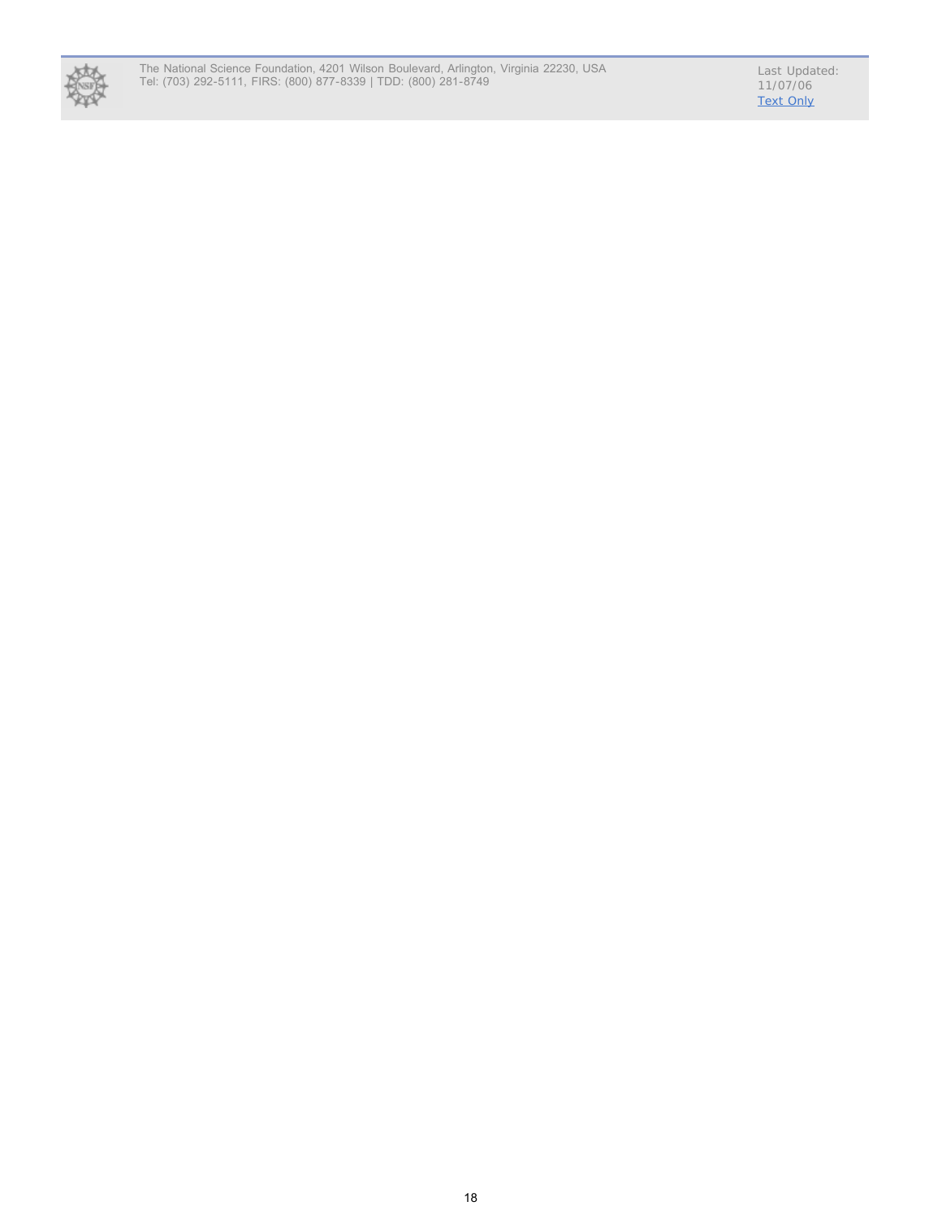The National Science Foundation, 4201 Wilson Boulevard, Arlington, Virginia 22230, USA
Tel: (703) 292-5111, FIRS: (800) 877-8339 | TDD: (800) 281-8749

Last Updated:
11/07/06
Text Only